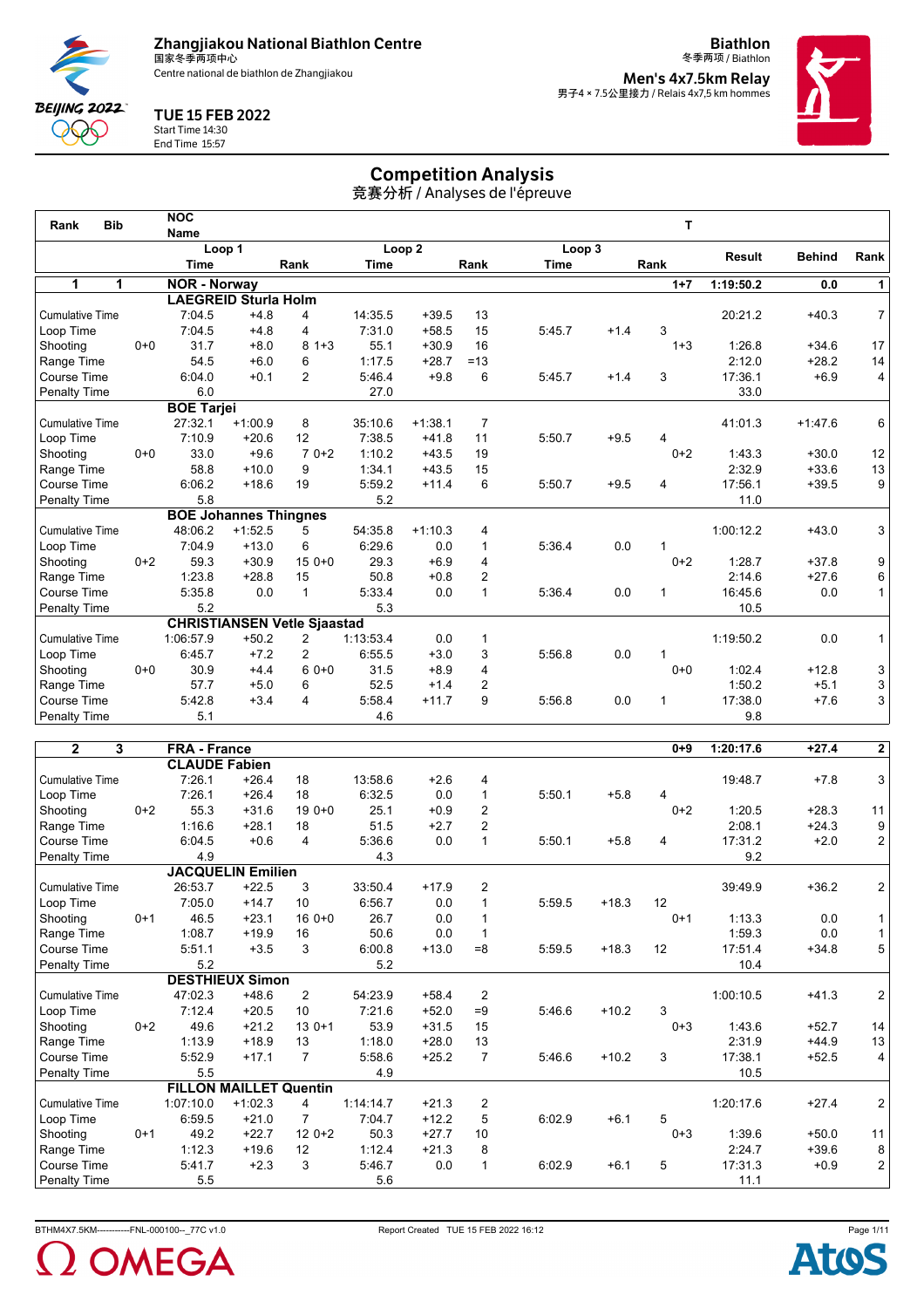Zhangjiakou National Biathlon Centre
国家冬季两项中心
Centre national de biathlon de Zhangjiakou

**TUE 15 FEB 2022**
Start Time 14:30
End Time 15:57

**Biathlon**
冬季两项 / Biathlon
**Men's 4x7.5km Relay**
男子4 × 7.5公里接力 / Relais 4x7,5 km hommes

# Competition Analysis
竞赛分析 / Analyses de l'épreuve

| Rank | Bib | NOC Name | | | | | | | | | T | Result | Behind | Rank |
|---|---|---|---|---|---|---|---|---|---|---|---|---|---|---|
| | | Loop 1 | | | Loop 2 | | | Loop 3 | | | | | | |
| | | Time | | Rank | Time | | Rank | Time | | Rank | | | | |
| **1** | **1** | **NOR - Norway** | | | | | | | | | **1+7** | **1:19:50.2** | **0.0** | **1** |
| | | **LAEGREID Sturla Holm** | | | | | | | | | | | | |
| Cumulative Time | | 7:04.5 | +4.8 | 4 | 14:35.5 | +39.5 | 13 | | | | | 20:21.2 | +40.3 | 7 |
| Loop Time | | 7:04.5 | +4.8 | 4 | 7:31.0 | +58.5 | 15 | 5:45.7 | +1.4 | 3 | | | | |
| Shooting | 0+0 | 31.7 | +8.0 | 8 1+3 | 55.1 | +30.9 | 16 | | | | 1+3 | 1:26.8 | +34.6 | 17 |
| Range Time | | 54.5 | +6.0 | 6 | 1:17.5 | +28.7 | =13 | | | | | 2:12.0 | +28.2 | 14 |
| Course Time | | 6:04.0 | +0.1 | 2 | 5:46.4 | +9.8 | 6 | 5:45.7 | +1.4 | 3 | | 17:36.1 | +6.9 | 4 |
| Penalty Time | | 6.0 | | | 27.0 | | | | | | | 33.0 | | |
| | | **BOE Tarjei** | | | | | | | | | | | | |
| Cumulative Time | | 27:32.1 | +1:00.9 | 8 | 35:10.6 | +1:38.1 | 7 | | | | | 41:01.3 | +1:47.6 | 6 |
| Loop Time | | 7:10.9 | +20.6 | 12 | 7:38.5 | +41.8 | 11 | 5:50.7 | +9.5 | 4 | | | | |
| Shooting | 0+0 | 33.0 | +9.6 | 7 0+2 | 1:10.2 | +43.5 | 19 | | | | 0+2 | 1:43.3 | +30.0 | 12 |
| Range Time | | 58.8 | +10.0 | 9 | 1:34.1 | +43.5 | 15 | | | | | 2:32.9 | +33.6 | 13 |
| Course Time | | 6:06.2 | +18.6 | 19 | 5:59.2 | +11.4 | 6 | 5:50.7 | +9.5 | 4 | | 17:56.1 | +39.5 | 9 |
| Penalty Time | | 5.8 | | | 5.2 | | | | | | | 11.0 | | |
| | | **BOE Johannes Thingnes** | | | | | | | | | | | | |
| Cumulative Time | | 48:06.2 | +1:52.5 | 5 | 54:35.8 | +1:10.3 | 4 | | | | | 1:00:12.2 | +43.0 | 3 |
| Loop Time | | 7:04.9 | +13.0 | 6 | 6:29.6 | 0.0 | 1 | 5:36.4 | 0.0 | 1 | | | | |
| Shooting | 0+2 | 59.3 | +30.9 | 15 0+0 | 29.3 | +6.9 | 4 | | | | 0+2 | 1:28.7 | +37.8 | 9 |
| Range Time | | 1:23.8 | +28.8 | 15 | 50.8 | +0.8 | 2 | | | | | 2:14.6 | +27.6 | 6 |
| Course Time | | 5:35.8 | 0.0 | 1 | 5:33.4 | 0.0 | 1 | 5:36.4 | 0.0 | 1 | | 16:45.6 | 0.0 | 1 |
| Penalty Time | | 5.2 | | | 5.3 | | | | | | | 10.5 | | |
| | | **CHRISTIANSEN Vetle Sjaastad** | | | | | | | | | | | | |
| Cumulative Time | | 1:06:57.9 | +50.2 | 2 | 1:13:53.4 | 0.0 | 1 | | | | | 1:19:50.2 | 0.0 | 1 |
| Loop Time | | 6:45.7 | +7.2 | 2 | 6:55.5 | +3.0 | 3 | 5:56.8 | 0.0 | 1 | | | | |
| Shooting | 0+0 | 30.9 | +4.4 | 6 0+0 | 31.5 | +8.9 | 4 | | | | 0+0 | 1:02.4 | +12.8 | 3 |
| Range Time | | 57.7 | +5.0 | 6 | 52.5 | +1.4 | 2 | | | | | 1:50.2 | +5.1 | 3 |
| Course Time | | 5:42.8 | +3.4 | 4 | 5:58.4 | +11.7 | 9 | 5:56.8 | 0.0 | 1 | | 17:38.0 | +7.6 | 3 |
| Penalty Time | | 5.1 | | | 4.6 | | | | | | | 9.8 | | |
| **2** | **3** | **FRA - France** | | | | | | | | | **0+9** | **1:20:17.6** | **+27.4** | **2** |
| | | **CLAUDE Fabien** | | | | | | | | | | | | |
| Cumulative Time | | 7:26.1 | +26.4 | 18 | 13:58.6 | +2.6 | 4 | | | | | 19:48.7 | +7.8 | 3 |
| Loop Time | | 7:26.1 | +26.4 | 18 | 6:32.5 | 0.0 | 1 | 5:50.1 | +5.8 | 4 | | | | |
| Shooting | 0+2 | 55.3 | +31.6 | 19 0+0 | 25.1 | +0.9 | 2 | | | | 0+2 | 1:20.5 | +28.3 | 11 |
| Range Time | | 1:16.6 | +28.1 | 18 | 51.5 | +2.7 | 2 | | | | | 2:08.1 | +24.3 | 9 |
| Course Time | | 6:04.5 | +0.6 | 4 | 5:36.6 | 0.0 | 1 | 5:50.1 | +5.8 | 4 | | 17:31.2 | +2.0 | 2 |
| Penalty Time | | 4.9 | | | 4.3 | | | | | | | 9.2 | | |
| | | **JACQUELIN Emilien** | | | | | | | | | | | | |
| Cumulative Time | | 26:53.7 | +22.5 | 3 | 33:50.4 | +17.9 | 2 | | | | | 39:49.9 | +36.2 | 2 |
| Loop Time | | 7:05.0 | +14.7 | 10 | 6:56.7 | 0.0 | 1 | 5:59.5 | +18.3 | 12 | | | | |
| Shooting | 0+1 | 46.5 | +23.1 | 16 0+0 | 26.7 | 0.0 | 1 | | | | 0+1 | 1:13.3 | 0.0 | 1 |
| Range Time | | 1:08.7 | +19.9 | 16 | 50.6 | 0.0 | 1 | | | | | 1:59.3 | 0.0 | 1 |
| Course Time | | 5:51.1 | +3.5 | 3 | 6:00.8 | +13.0 | =8 | 5:59.5 | +18.3 | 12 | | 17:51.4 | +34.8 | 5 |
| Penalty Time | | 5.2 | | | 5.2 | | | | | | | 10.4 | | |
| | | **DESTHIEUX Simon** | | | | | | | | | | | | |
| Cumulative Time | | 47:02.3 | +48.6 | 2 | 54:23.9 | +58.4 | 2 | | | | | 1:00:10.5 | +41.3 | 2 |
| Loop Time | | 7:12.4 | +20.5 | 10 | 7:21.6 | +52.0 | =9 | 5:46.6 | +10.2 | 3 | | | | |
| Shooting | 0+2 | 49.6 | +21.2 | 13 0+1 | 53.9 | +31.5 | 15 | | | | 0+3 | 1:43.6 | +52.7 | 14 |
| Range Time | | 1:13.9 | +18.9 | 13 | 1:18.0 | +28.0 | 13 | | | | | 2:31.9 | +44.9 | 13 |
| Course Time | | 5:52.9 | +17.1 | 7 | 5:58.6 | +25.2 | 7 | 5:46.6 | +10.2 | 3 | | 17:38.1 | +52.5 | 4 |
| Penalty Time | | 5.5 | | | 4.9 | | | | | | | 10.5 | | |
| | | **FILLON MAILLET Quentin** | | | | | | | | | | | | |
| Cumulative Time | | 1:07:10.0 | +1:02.3 | 4 | 1:14:14.7 | +21.3 | 2 | | | | | 1:20:17.6 | +27.4 | 2 |
| Loop Time | | 6:59.5 | +21.0 | 7 | 7:04.7 | +12.2 | 5 | 6:02.9 | +6.1 | 5 | | | | |
| Shooting | 0+1 | 49.2 | +22.7 | 12 0+2 | 50.3 | +27.7 | 10 | | | | 0+3 | 1:39.6 | +50.0 | 11 |
| Range Time | | 1:12.3 | +19.6 | 12 | 1:12.4 | +21.3 | 8 | | | | | 2:24.7 | +39.6 | 8 |
| Course Time | | 5:41.7 | +2.3 | 3 | 5:46.7 | 0.0 | 1 | 6:02.9 | +6.1 | 5 | | 17:31.3 | +0.9 | 2 |
| Penalty Time | | 5.5 | | | 5.6 | | | | | | | 11.1 | | |

BTHM4X7.5KM-----------FNL-000100--_77C v1.0 Report Created TUE 15 FEB 2022 16:12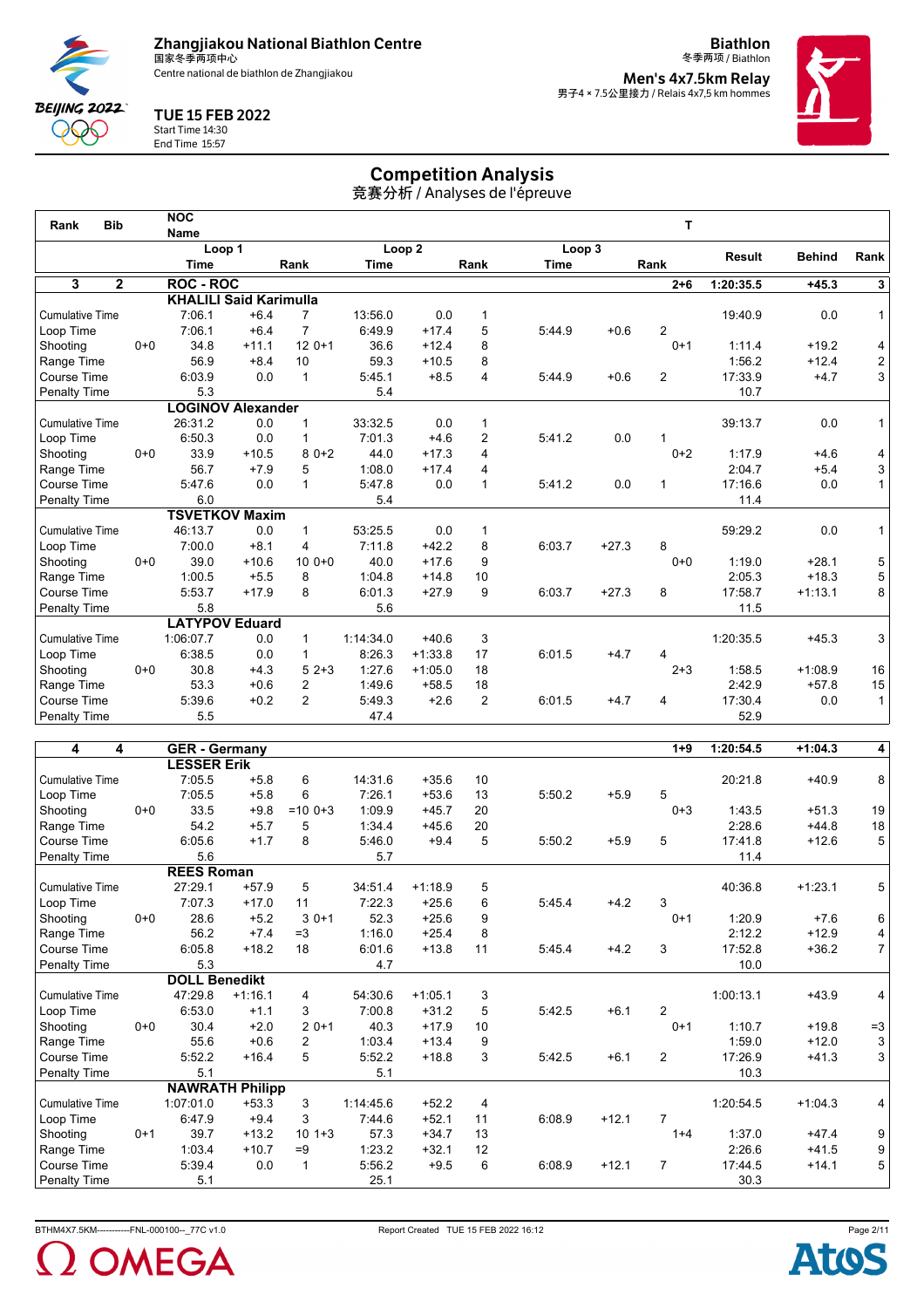Zhangjiakou National Biathlon Centre
国家冬季两项中心
Centre national de biathlon de Zhangjiakou

**Biathlon**
冬季两项 / Biathlon

**Men's 4x7.5km Relay**
男子4 × 7.5公里接力 / Relais 4x7,5 km hommes

**TUE 15 FEB 2022**
Start Time 14:30
End Time 15:57

# Competition Analysis
竞赛分析 / Analyses de l'épreuve

| Rank | Bib | NOC / Name | Loop 1 Time | | Loop 1 Rank | Loop 2 Time | | Loop 2 Rank | Loop 3 Time | | Loop 3 Rank | T | Result | Behind | Rank |
|---|---|---|---|---|---|---|---|---|---|---|---|---|---|---|---|
| **3** | **2** | **ROC - ROC** | | | | | | | | | | **2+6** | **1:20:35.5** | **+45.3** | **3** |
| | | **KHALILI Said Karimulla** | | | | | | | | | | | | | |
| Cumulative Time | | | 7:06.1 | +6.4 | 7 | 13:56.0 | 0.0 | 1 | | | | | 19:40.9 | 0.0 | 1 |
| Loop Time | | | 7:06.1 | +6.4 | 7 | 6:49.9 | +17.4 | 5 | 5:44.9 | +0.6 | 2 | | | | |
| Shooting | | 0+0 | 34.8 | +11.1 | 12 | 0+1 36.6 | +12.4 | 8 | | | | 0+1 | 1:11.4 | +19.2 | 4 |
| Range Time | | | 56.9 | +8.4 | 10 | 59.3 | +10.5 | 8 | | | | | 1:56.2 | +12.4 | 2 |
| Course Time | | | 6:03.9 | 0.0 | 1 | 5:45.1 | +8.5 | 4 | 5:44.9 | +0.6 | 2 | | 17:33.9 | +4.7 | 3 |
| Penalty Time | | | 5.3 | | | 5.4 | | | | | | | 10.7 | | |
| | | **LOGINOV Alexander** | | | | | | | | | | | | | |
| Cumulative Time | | | 26:31.2 | 0.0 | 1 | 33:32.5 | 0.0 | 1 | | | | | 39:13.7 | 0.0 | 1 |
| Loop Time | | | 6:50.3 | 0.0 | 1 | 7:01.3 | +4.6 | 2 | 5:41.2 | 0.0 | 1 | | | | |
| Shooting | | 0+0 | 33.9 | +10.5 | 8 | 0+2 44.0 | +17.3 | 4 | | | | 0+2 | 1:17.9 | +4.6 | 4 |
| Range Time | | | 56.7 | +7.9 | 5 | 1:08.0 | +17.4 | 4 | | | | | 2:04.7 | +5.4 | 3 |
| Course Time | | | 5:47.6 | 0.0 | 1 | 5:47.8 | 0.0 | 1 | 5:41.2 | 0.0 | 1 | | 17:16.6 | 0.0 | 1 |
| Penalty Time | | | 6.0 | | | 5.4 | | | | | | | 11.4 | | |
| | | **TSVETKOV Maxim** | | | | | | | | | | | | | |
| Cumulative Time | | | 46:13.7 | 0.0 | 1 | 53:25.5 | 0.0 | 1 | | | | | 59:29.2 | 0.0 | 1 |
| Loop Time | | | 7:00.0 | +8.1 | 4 | 7:11.8 | +42.2 | 8 | 6:03.7 | +27.3 | 8 | | | | |
| Shooting | | 0+0 | 39.0 | +10.6 | 10 | 0+0 40.0 | +17.6 | 9 | | | | 0+0 | 1:19.0 | +28.1 | 5 |
| Range Time | | | 1:00.5 | +5.5 | 8 | 1:04.8 | +14.8 | 10 | | | | | 2:05.3 | +18.3 | 5 |
| Course Time | | | 5:53.7 | +17.9 | 8 | 6:01.3 | +27.9 | 9 | 6:03.7 | +27.3 | 8 | | 17:58.7 | +1:13.1 | 8 |
| Penalty Time | | | 5.8 | | | 5.6 | | | | | | | 11.5 | | |
| | | **LATYPOV Eduard** | | | | | | | | | | | | | |
| Cumulative Time | | | 1:06:07.7 | 0.0 | 1 | 1:14:34.0 | +40.6 | 3 | | | | | 1:20:35.5 | +45.3 | 3 |
| Loop Time | | | 6:38.5 | 0.0 | 1 | 8:26.3 | +1:33.8 | 17 | 6:01.5 | +4.7 | 4 | | | | |
| Shooting | | 0+0 | 30.8 | +4.3 | 5 | 2+3 1:27.6 | +1:05.0 | 18 | | | | 2+3 | 1:58.5 | +1:08.9 | 16 |
| Range Time | | | 53.3 | +0.6 | 2 | 1:49.6 | +58.5 | 18 | | | | | 2:42.9 | +57.8 | 15 |
| Course Time | | | 5:39.6 | +0.2 | 2 | 5:49.3 | +2.6 | 2 | 6:01.5 | +4.7 | 4 | | 17:30.4 | 0.0 | 1 |
| Penalty Time | | | 5.5 | | | 47.4 | | | | | | | 52.9 | | |
| **4** | **4** | **GER - Germany** | | | | | | | | | | **1+9** | **1:20:54.5** | **+1:04.3** | **4** |
| | | **LESSER Erik** | | | | | | | | | | | | | |
| Cumulative Time | | | 7:05.5 | +5.8 | 6 | 14:31.6 | +35.6 | 10 | | | | | 20:21.8 | +40.9 | 8 |
| Loop Time | | | 7:05.5 | +5.8 | 6 | 7:26.1 | +53.6 | 13 | 5:50.2 | +5.9 | 5 | | | | |
| Shooting | | 0+0 | 33.5 | +9.8 | =10 | 0+3 1:09.9 | +45.7 | 20 | | | | 0+3 | 1:43.5 | +51.3 | 19 |
| Range Time | | | 54.2 | +5.7 | 5 | 1:34.4 | +45.6 | 20 | | | | | 2:28.6 | +44.8 | 18 |
| Course Time | | | 6:05.6 | +1.7 | 8 | 5:46.0 | +9.4 | 5 | 5:50.2 | +5.9 | 5 | | 17:41.8 | +12.6 | 5 |
| Penalty Time | | | 5.6 | | | 5.7 | | | | | | | 11.4 | | |
| | | **REES Roman** | | | | | | | | | | | | | |
| Cumulative Time | | | 27:29.1 | +57.9 | 5 | 34:51.4 | +1:18.9 | 5 | | | | | 40:36.8 | +1:23.1 | 5 |
| Loop Time | | | 7:07.3 | +17.0 | 11 | 7:22.3 | +25.6 | 6 | 5:45.4 | +4.2 | 3 | | | | |
| Shooting | | 0+0 | 28.6 | +5.2 | 3 | 0+1 52.3 | +25.6 | 9 | | | | 0+1 | 1:20.9 | +7.6 | 6 |
| Range Time | | | 56.2 | +7.4 | =3 | 1:16.0 | +25.4 | 8 | | | | | 2:12.2 | +12.9 | 4 |
| Course Time | | | 6:05.8 | +18.2 | 18 | 6:01.6 | +13.8 | 11 | 5:45.4 | +4.2 | 3 | | 17:52.8 | +36.2 | 7 |
| Penalty Time | | | 5.3 | | | 4.7 | | | | | | | 10.0 | | |
| | | **DOLL Benedikt** | | | | | | | | | | | | | |
| Cumulative Time | | | 47:29.8 | +1:16.1 | 4 | 54:30.6 | +1:05.1 | 3 | | | | | 1:00:13.1 | +43.9 | 4 |
| Loop Time | | | 6:53.0 | +1.1 | 3 | 7:00.8 | +31.2 | 5 | 5:42.5 | +6.1 | 2 | | | | |
| Shooting | | 0+0 | 30.4 | +2.0 | 2 | 0+1 40.3 | +17.9 | 10 | | | | 0+1 | 1:10.7 | +19.8 | =3 |
| Range Time | | | 55.6 | +0.6 | 2 | 1:03.4 | +13.4 | 9 | | | | | 1:59.0 | +12.0 | 3 |
| Course Time | | | 5:52.2 | +16.4 | 5 | 5:52.2 | +18.8 | 3 | 5:42.5 | +6.1 | 2 | | 17:26.9 | +41.3 | 3 |
| Penalty Time | | | 5.1 | | | 5.1 | | | | | | | 10.3 | | |
| | | **NAWRATH Philipp** | | | | | | | | | | | | | |
| Cumulative Time | | | 1:07:01.0 | +53.3 | 3 | 1:14:45.6 | +52.2 | 4 | | | | | 1:20:54.5 | +1:04.3 | 4 |
| Loop Time | | | 6:47.9 | +9.4 | 3 | 7:44.6 | +52.1 | 11 | 6:08.9 | +12.1 | 7 | | | | |
| Shooting | | 0+1 | 39.7 | +13.2 | 10 | 1+3 57.3 | +34.7 | 13 | | | | 1+4 | 1:37.0 | +47.4 | 9 |
| Range Time | | | 1:03.4 | +10.7 | =9 | 1:23.2 | +32.1 | 12 | | | | | 2:26.6 | +41.5 | 9 |
| Course Time | | | 5:39.4 | 0.0 | 1 | 5:56.2 | +9.5 | 6 | 6:08.9 | +12.1 | 7 | | 17:44.5 | +14.1 | 5 |
| Penalty Time | | | 5.1 | | | 25.1 | | | | | | | 30.3 | | |

BTHM4X7.5KM-----------FNL-000100--_77C v1.0 Report Created TUE 15 FEB 2022 16:12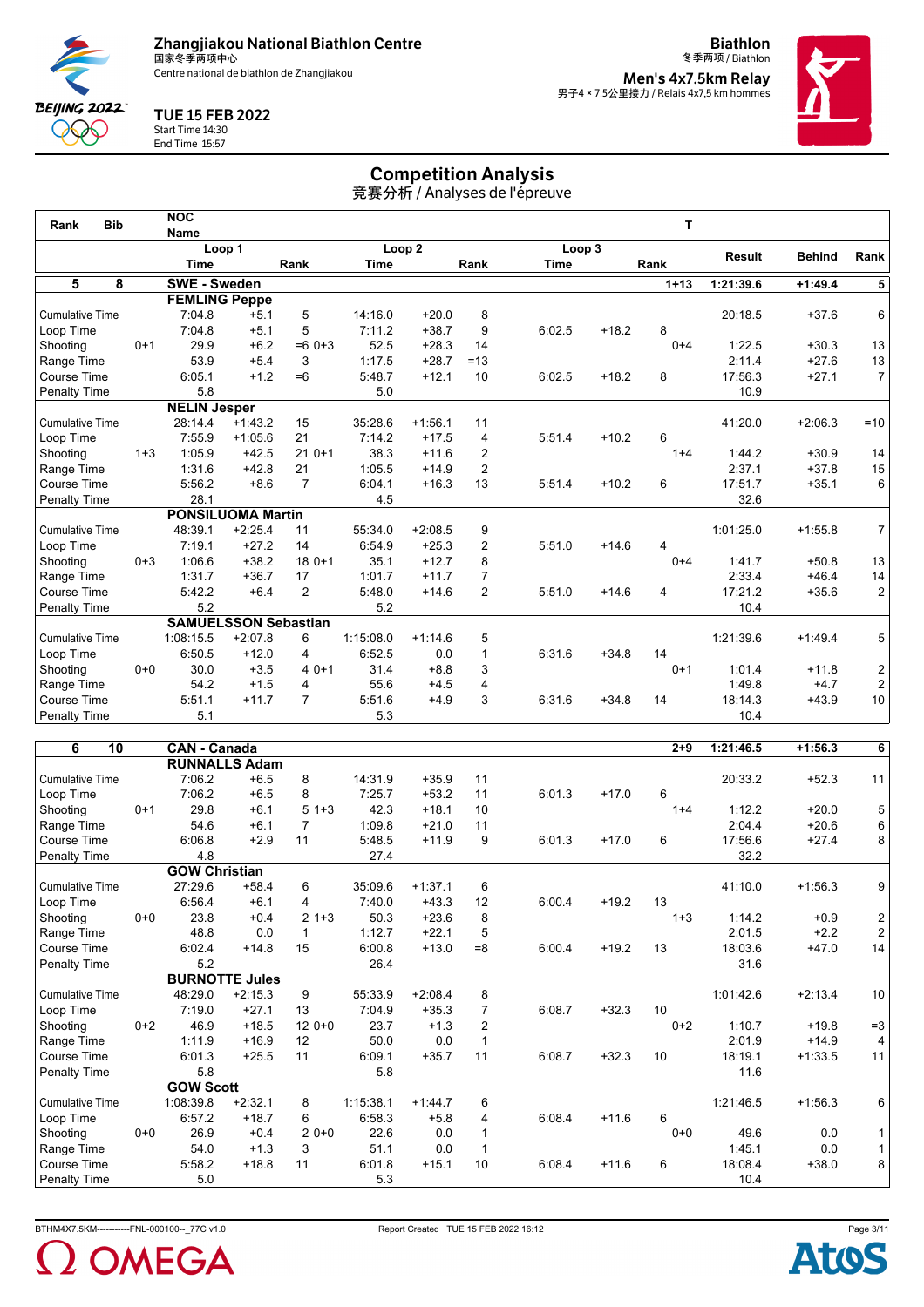# Zhangjiakou National Biathlon Centre

国家冬季两项中心
Centre national de biathlon de Zhangjiakou

**TUE 15 FEB 2022**
Start Time 14:30
End Time 15:57

**Biathlon**
冬季两项 / Biathlon

**Men's 4x7.5km Relay**
男子4 × 7.5公里接力 / Relais 4x7,5 km hommes

## Competition Analysis

竞赛分析 / Analyses de l'épreuve

| Rank | Bib | | NOC Name | | | | | | | | | T | Result | Behind | Rank |
|---|---|---|---|---|---|---|---|---|---|---|---|---|---|---|---|
| | | | Loop 1 | | | Loop 2 | | | Loop 3 | | | | | | |
| | | | Time | | Rank | Time | | Rank | Time | | Rank | | | | |
| **5** | **8** | | **SWE - Sweden** | | | | | | | | | **1+13** | **1:21:39.6** | **+1:49.4** | **5** |
| | | | **FEMLING Peppe** | | | | | | | | | | | | |
| Cumulative Time | | | 7:04.8 | +5.1 | 5 | 14:16.0 | +20.0 | 8 | | | | | 20:18.5 | +37.6 | 6 |
| Loop Time | | | 7:04.8 | +5.1 | 5 | 7:11.2 | +38.7 | 9 | 6:02.5 | +18.2 | 8 | | | | |
| Shooting | | 0+1 | 29.9 | +6.2 | =6 | 0+3 52.5 | +28.3 | 14 | | | | 0+4 | 1:22.5 | +30.3 | 13 |
| Range Time | | | 53.9 | +5.4 | 3 | 1:17.5 | +28.7 | =13 | | | | | 2:11.4 | +27.6 | 13 |
| Course Time | | | 6:05.1 | +1.2 | =6 | 5:48.7 | +12.1 | 10 | 6:02.5 | +18.2 | 8 | | 17:56.3 | +27.1 | 7 |
| Penalty Time | | | 5.8 | | | 5.0 | | | | | | | 10.9 | | |
| | | | **NELIN Jesper** | | | | | | | | | | | | |
| Cumulative Time | | | 28:14.4 | +1:43.2 | 15 | 35:28.6 | +1:56.1 | 11 | | | | | 41:20.0 | +2:06.3 | =10 |
| Loop Time | | | 7:55.9 | +1:05.6 | 21 | 7:14.2 | +17.5 | 4 | 5:51.4 | +10.2 | 6 | | | | |
| Shooting | | 1+3 | 1:05.9 | +42.5 | 21 | 0+1 38.3 | +11.6 | 2 | | | | 1+4 | 1:44.2 | +30.9 | 14 |
| Range Time | | | 1:31.6 | +42.8 | 21 | 1:05.5 | +14.9 | 2 | | | | | 2:37.1 | +37.8 | 15 |
| Course Time | | | 5:56.2 | +8.6 | 7 | 6:04.1 | +16.3 | 13 | 5:51.4 | +10.2 | 6 | | 17:51.7 | +35.1 | 6 |
| Penalty Time | | | 28.1 | | | 4.5 | | | | | | | 32.6 | | |
| | | | **PONSILUOMA Martin** | | | | | | | | | | | | |
| Cumulative Time | | | 48:39.1 | +2:25.4 | 11 | 55:34.0 | +2:08.5 | 9 | | | | | 1:01:25.0 | +1:55.8 | 7 |
| Loop Time | | | 7:19.1 | +27.2 | 14 | 6:54.9 | +25.3 | 2 | 5:51.0 | +14.6 | 4 | | | | |
| Shooting | | 0+3 | 1:06.6 | +38.2 | 18 | 0+1 35.1 | +12.7 | 8 | | | | 0+4 | 1:41.7 | +50.8 | 13 |
| Range Time | | | 1:31.7 | +36.7 | 17 | 1:01.7 | +11.7 | 7 | | | | | 2:33.4 | +46.4 | 14 |
| Course Time | | | 5:42.2 | +6.4 | 2 | 5:48.0 | +14.6 | 2 | 5:51.0 | +14.6 | 4 | | 17:21.2 | +35.6 | 2 |
| Penalty Time | | | 5.2 | | | 5.2 | | | | | | | 10.4 | | |
| | | | **SAMUELSSON Sebastian** | | | | | | | | | | | | |
| Cumulative Time | | | 1:08:15.5 | +2:07.8 | 6 | 1:15:08.0 | +1:14.6 | 5 | | | | | 1:21:39.6 | +1:49.4 | 5 |
| Loop Time | | | 6:50.5 | +12.0 | 4 | 6:52.5 | 0.0 | 1 | 6:31.6 | +34.8 | 14 | | | | |
| Shooting | | 0+0 | 30.0 | +3.5 | 4 | 0+1 31.4 | +8.8 | 3 | | | | 0+1 | 1:01.4 | +11.8 | 2 |
| Range Time | | | 54.2 | +1.5 | 4 | 55.6 | +4.5 | 4 | | | | | 1:49.8 | +4.7 | 2 |
| Course Time | | | 5:51.1 | +11.7 | 7 | 5:51.6 | +4.9 | 3 | 6:31.6 | +34.8 | 14 | | 18:14.3 | +43.9 | 10 |
| Penalty Time | | | 5.1 | | | 5.3 | | | | | | | 10.4 | | |
| **6** | **10** | | **CAN - Canada** | | | | | | | | | **2+9** | **1:21:46.5** | **+1:56.3** | **6** |
| | | | **RUNNALLS Adam** | | | | | | | | | | | | |
| Cumulative Time | | | 7:06.2 | +6.5 | 8 | 14:31.9 | +35.9 | 11 | | | | | 20:33.2 | +52.3 | 11 |
| Loop Time | | | 7:06.2 | +6.5 | 8 | 7:25.7 | +53.2 | 11 | 6:01.3 | +17.0 | 6 | | | | |
| Shooting | | 0+1 | 29.8 | +6.1 | 5 | 1+3 42.3 | +18.1 | 10 | | | | 1+4 | 1:12.2 | +20.0 | 5 |
| Range Time | | | 54.6 | +6.1 | 7 | 1:09.8 | +21.0 | 11 | | | | | 2:04.4 | +20.6 | 6 |
| Course Time | | | 6:06.8 | +2.9 | 11 | 5:48.5 | +11.9 | 9 | 6:01.3 | +17.0 | 6 | | 17:56.6 | +27.4 | 8 |
| Penalty Time | | | 4.8 | | | 27.4 | | | | | | | 32.2 | | |
| | | | **GOW Christian** | | | | | | | | | | | | |
| Cumulative Time | | | 27:29.6 | +58.4 | 6 | 35:09.6 | +1:37.1 | 6 | | | | | 41:10.0 | +1:56.3 | 9 |
| Loop Time | | | 6:56.4 | +6.1 | 4 | 7:40.0 | +43.3 | 12 | 6:00.4 | +19.2 | 13 | | | | |
| Shooting | | 0+0 | 23.8 | +0.4 | 2 | 1+3 50.3 | +23.6 | 8 | | | | 1+3 | 1:14.2 | +0.9 | 2 |
| Range Time | | | 48.8 | 0.0 | 1 | 1:12.7 | +22.1 | 5 | | | | | 2:01.5 | +2.2 | 2 |
| Course Time | | | 6:02.4 | +14.8 | 15 | 6:00.8 | +13.0 | =8 | 6:00.4 | +19.2 | 13 | | 18:03.6 | +47.0 | 14 |
| Penalty Time | | | 5.2 | | | 26.4 | | | | | | | 31.6 | | |
| | | | **BURNOTTE Jules** | | | | | | | | | | | | |
| Cumulative Time | | | 48:29.0 | +2:15.3 | 9 | 55:33.9 | +2:08.4 | 8 | | | | | 1:01:42.6 | +2:13.4 | 10 |
| Loop Time | | | 7:19.0 | +27.1 | 13 | 7:04.9 | +35.3 | 7 | 6:08.7 | +32.3 | 10 | | | | |
| Shooting | | 0+2 | 46.9 | +18.5 | 12 | 0+0 23.7 | +1.3 | 2 | | | | 0+2 | 1:10.7 | +19.8 | =3 |
| Range Time | | | 1:11.9 | +16.9 | 12 | 50.0 | 0.0 | 1 | | | | | 2:01.9 | +14.9 | 4 |
| Course Time | | | 6:01.3 | +25.5 | 11 | 6:09.1 | +35.7 | 11 | 6:08.7 | +32.3 | 10 | | 18:19.1 | +1:33.5 | 11 |
| Penalty Time | | | 5.8 | | | 5.8 | | | | | | | 11.6 | | |
| | | | **GOW Scott** | | | | | | | | | | | | |
| Cumulative Time | | | 1:08:39.8 | +2:32.1 | 8 | 1:15:38.1 | +1:44.7 | 6 | | | | | 1:21:46.5 | +1:56.3 | 6 |
| Loop Time | | | 6:57.2 | +18.7 | 6 | 6:58.3 | +5.8 | 4 | 6:08.4 | +11.6 | 6 | | | | |
| Shooting | | 0+0 | 26.9 | +0.4 | 2 | 0+0 22.6 | 0.0 | 1 | | | | 0+0 | 49.6 | 0.0 | 1 |
| Range Time | | | 54.0 | +1.3 | 3 | 51.1 | 0.0 | 1 | | | | | 1:45.1 | 0.0 | 1 |
| Course Time | | | 5:58.2 | +18.8 | 11 | 6:01.8 | +15.1 | 10 | 6:08.4 | +11.6 | 6 | | 18:08.4 | +38.0 | 8 |
| Penalty Time | | | 5.0 | | | 5.3 | | | | | | | 10.4 | | |

BTHM4X7.5KM-----------FNL-000100--_77C v1.0 Report Created TUE 15 FEB 2022 16:12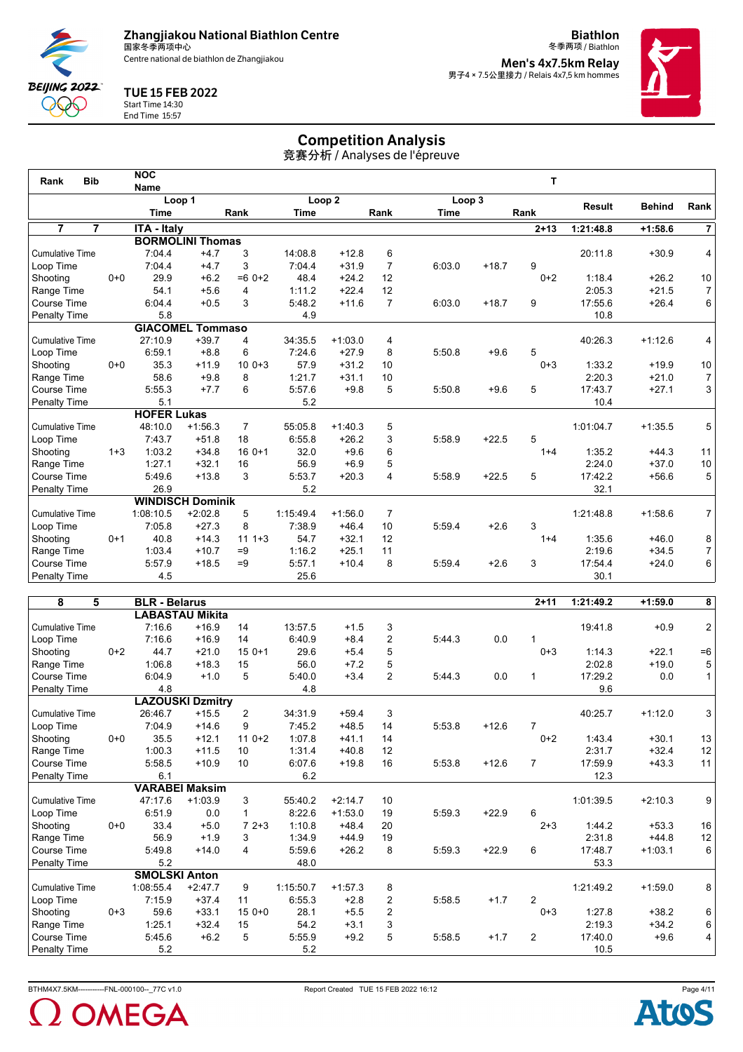# Zhangjiakou National Biathlon Centre

国家冬季两项中心
Centre national de biathlon de Zhangjiakou

**Biathlon**
冬季两项 / Biathlon

**Men's 4x7.5km Relay**
男子4 × 7.5公里接力 / Relais 4x7,5 km hommes

**TUE 15 FEB 2022**
Start Time 14:30
End Time 15:57

## Competition Analysis

竞赛分析 / Analyses de l'épreuve

| Rank | Bib | NOC Name | | | | | | | | | T | | | |
|---|---|---|---|---|---|---|---|---|---|---|---|---|---|---|
| | | Loop 1 Time | | Rank | Loop 2 Time | | Rank | Loop 3 Time | | Rank | | Result | Behind | Rank |
| **7** | **7** | **ITA - Italy** | | | | | | | | | **2+13** | **1:21:48.8** | **+1:58.6** | **7** |
| | | **BORMOLINI Thomas** | | | | | | | | | | | | |
| Cumulative Time | | 7:04.4 | +4.7 | 3 | 14:08.8 | +12.8 | 6 | | | | | 20:11.8 | +30.9 | 4 |
| Loop Time | | 7:04.4 | +4.7 | 3 | 7:04.4 | +31.9 | 7 | 6:03.0 | +18.7 | 9 | | | | |
| Shooting | 0+0 | 29.9 | +6.2 | =6 0+2 | 48.4 | +24.2 | 12 | | | | 0+2 | 1:18.4 | +26.2 | 10 |
| Range Time | | 54.1 | +5.6 | 4 | 1:11.2 | +22.4 | 12 | | | | | 2:05.3 | +21.5 | 7 |
| Course Time | | 6:04.4 | +0.5 | 3 | 5:48.2 | +11.6 | 7 | 6:03.0 | +18.7 | 9 | | 17:55.6 | +26.4 | 6 |
| Penalty Time | | 5.8 | | | 4.9 | | | | | | | 10.8 | | |
| | | **GIACOMEL Tommaso** | | | | | | | | | | | | |
| Cumulative Time | | 27:10.9 | +39.7 | 4 | 34:35.5 | +1:03.0 | 4 | | | | | 40:26.3 | +1:12.6 | 4 |
| Loop Time | | 6:59.1 | +8.8 | 6 | 7:24.6 | +27.9 | 8 | 5:50.8 | +9.6 | 5 | | | | |
| Shooting | 0+0 | 35.3 | +11.9 | 10 0+3 | 57.9 | +31.2 | 10 | | | | 0+3 | 1:33.2 | +19.9 | 10 |
| Range Time | | 58.6 | +9.8 | 8 | 1:21.7 | +31.1 | 10 | | | | | 2:20.3 | +21.0 | 7 |
| Course Time | | 5:55.3 | +7.7 | 6 | 5:57.6 | +9.8 | 5 | 5:50.8 | +9.6 | 5 | | 17:43.7 | +27.1 | 3 |
| Penalty Time | | 5.1 | | | 5.2 | | | | | | | 10.4 | | |
| | | **HOFER Lukas** | | | | | | | | | | | | |
| Cumulative Time | | 48:10.0 | +1:56.3 | 7 | 55:05.8 | +1:40.3 | 5 | | | | | 1:01:04.7 | +1:35.5 | 5 |
| Loop Time | | 7:43.7 | +51.8 | 18 | 6:55.8 | +26.2 | 3 | 5:58.9 | +22.5 | 5 | | | | |
| Shooting | 1+3 | 1:03.2 | +34.8 | 16 0+1 | 32.0 | +9.6 | 6 | | | | 1+4 | 1:35.2 | +44.3 | 11 |
| Range Time | | 1:27.1 | +32.1 | 16 | 56.9 | +6.9 | 5 | | | | | 2:24.0 | +37.0 | 10 |
| Course Time | | 5:49.6 | +13.8 | 3 | 5:53.7 | +20.3 | 4 | 5:58.9 | +22.5 | 5 | | 17:42.2 | +56.6 | 5 |
| Penalty Time | | 26.9 | | | 5.2 | | | | | | | 32.1 | | |
| | | **WINDISCH Dominik** | | | | | | | | | | | | |
| Cumulative Time | | 1:08:10.5 | +2:02.8 | 5 | 1:15:49.4 | +1:56.0 | 7 | | | | | 1:21:48.8 | +1:58.6 | 7 |
| Loop Time | | 7:05.8 | +27.3 | 8 | 7:38.9 | +46.4 | 10 | 5:59.4 | +2.6 | 3 | | | | |
| Shooting | 0+1 | 40.8 | +14.3 | 11 1+3 | 54.7 | +32.1 | 12 | | | | 1+4 | 1:35.6 | +46.0 | 8 |
| Range Time | | 1:03.4 | +10.7 | =9 | 1:16.2 | +25.1 | 11 | | | | | 2:19.6 | +34.5 | 7 |
| Course Time | | 5:57.9 | +18.5 | =9 | 5:57.1 | +10.4 | 8 | 5:59.4 | +2.6 | 3 | | 17:54.4 | +24.0 | 6 |
| Penalty Time | | 4.5 | | | 25.6 | | | | | | | 30.1 | | |
| **8** | **5** | **BLR - Belarus** | | | | | | | | | **2+11** | **1:21:49.2** | **+1:59.0** | **8** |
| | | **LABASTAU Mikita** | | | | | | | | | | | | |
| Cumulative Time | | 7:16.6 | +16.9 | 14 | 13:57.5 | +1.5 | 3 | | | | | 19:41.8 | +0.9 | 2 |
| Loop Time | | 7:16.6 | +16.9 | 14 | 6:40.9 | +8.4 | 2 | 5:44.3 | 0.0 | 1 | | | | |
| Shooting | 0+2 | 44.7 | +21.0 | 15 0+1 | 29.6 | +5.4 | 5 | | | | 0+3 | 1:14.3 | +22.1 | =6 |
| Range Time | | 1:06.8 | +18.3 | 15 | 56.0 | +7.2 | 5 | | | | | 2:02.8 | +19.0 | 5 |
| Course Time | | 6:04.9 | +1.0 | 5 | 5:40.0 | +3.4 | 2 | 5:44.3 | 0.0 | 1 | | 17:29.2 | 0.0 | 1 |
| Penalty Time | | 4.8 | | | 4.8 | | | | | | | 9.6 | | |
| | | **LAZOUSKI Dzmitry** | | | | | | | | | | | | |
| Cumulative Time | | 26:46.7 | +15.5 | 2 | 34:31.9 | +59.4 | 3 | | | | | 40:25.7 | +1:12.0 | 3 |
| Loop Time | | 7:04.9 | +14.6 | 9 | 7:45.2 | +48.5 | 14 | 5:53.8 | +12.6 | 7 | | | | |
| Shooting | 0+0 | 35.5 | +12.1 | 11 0+2 | 1:07.8 | +41.1 | 14 | | | | 0+2 | 1:43.4 | +30.1 | 13 |
| Range Time | | 1:00.3 | +11.5 | 10 | 1:31.4 | +40.8 | 12 | | | | | 2:31.7 | +32.4 | 12 |
| Course Time | | 5:58.5 | +10.9 | 10 | 6:07.6 | +19.8 | 16 | 5:53.8 | +12.6 | 7 | | 17:59.9 | +43.3 | 11 |
| Penalty Time | | 6.1 | | | 6.2 | | | | | | | 12.3 | | |
| | | **VARABEI Maksim** | | | | | | | | | | | | |
| Cumulative Time | | 47:17.6 | +1:03.9 | 3 | 55:40.2 | +2:14.7 | 10 | | | | | 1:01:39.5 | +2:10.3 | 9 |
| Loop Time | | 6:51.9 | 0.0 | 1 | 8:22.6 | +1:53.0 | 19 | 5:59.3 | +22.9 | 6 | | | | |
| Shooting | 0+0 | 33.4 | +5.0 | 7 2+3 | 1:10.8 | +48.4 | 20 | | | | 2+3 | 1:44.2 | +53.3 | 16 |
| Range Time | | 56.9 | +1.9 | 3 | 1:34.9 | +44.9 | 19 | | | | | 2:31.8 | +44.8 | 12 |
| Course Time | | 5:49.8 | +14.0 | 4 | 5:59.6 | +26.2 | 8 | 5:59.3 | +22.9 | 6 | | 17:48.7 | +1:03.1 | 6 |
| Penalty Time | | 5.2 | | | 48.0 | | | | | | | 53.3 | | |
| | | **SMOLSKI Anton** | | | | | | | | | | | | |
| Cumulative Time | | 1:08:55.4 | +2:47.7 | 9 | 1:15:50.7 | +1:57.3 | 8 | | | | | 1:21:49.2 | +1:59.0 | 8 |
| Loop Time | | 7:15.9 | +37.4 | 11 | 6:55.3 | +2.8 | 2 | 5:58.5 | +1.7 | 2 | | | | |
| Shooting | 0+3 | 59.6 | +33.1 | 15 0+0 | 28.1 | +5.5 | 2 | | | | 0+3 | 1:27.8 | +38.2 | 6 |
| Range Time | | 1:25.1 | +32.4 | 15 | 54.2 | +3.1 | 3 | | | | | 2:19.3 | +34.2 | 6 |
| Course Time | | 5:45.6 | +6.2 | 5 | 5:55.9 | +9.2 | 5 | 5:58.5 | +1.7 | 2 | | 17:40.0 | +9.6 | 4 |
| Penalty Time | | 5.2 | | | 5.2 | | | | | | | 10.5 | | |

BTHM4X7.5KM-----------FNL-000100--_77C v1.0 Report Created TUE 15 FEB 2022 16:12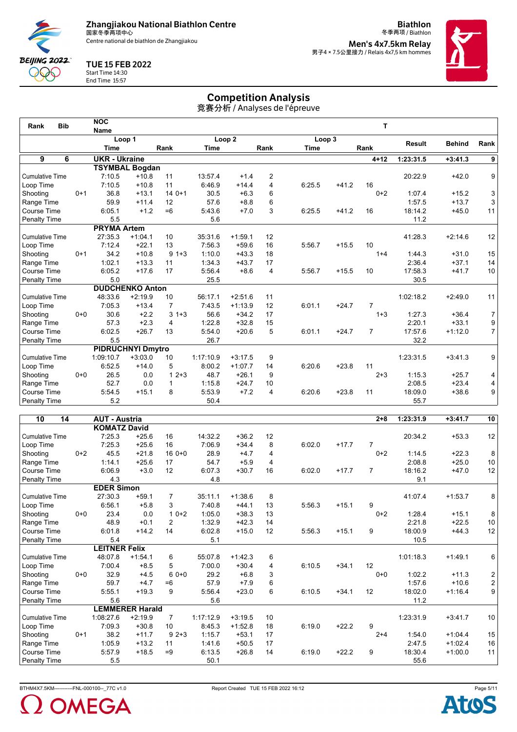# Zhangjiakou National Biathlon Centre

国家冬季两项中心

Centre national de biathlon de Zhangjiakou

**Biathlon**

冬季两项 / Biathlon

**Men's 4x7.5km Relay**

男子4 × 7.5公里接力 / Relais 4x7,5 km hommes

**TUE 15 FEB 2022**

Start Time 14:30

End Time 15:57

## Competition Analysis

竞赛分析 / Analyses de l'épreuve

| Rank | Bib | NOC Name | | | | | | | | | | T | | | |
|---|---|---|---|---|---|---|---|---|---|---|---|---|---|---|---|
| | | Loop 1 | | | Loop 2 | | | Loop 3 | | | | | Result | Behind | Rank |
| | | Time | | Rank | Time | | Rank | Time | | Rank | | | | | |
| **9** | **6** | **UKR - Ukraine** | | | | | | | | | | **4+12** | **1:23:31.5** | **+3:41.3** | **9** |
| | | **TSYMBAL Bogdan** | | | | | | | | | | | | | |
| Cumulative Time | | 7:10.5 | +10.8 | 11 | 13:57.4 | +1.4 | 2 | | | | | | 20:22.9 | +42.0 | 9 |
| Loop Time | | 7:10.5 | +10.8 | 11 | 6:46.9 | +14.4 | 4 | 6:25.5 | +41.2 | 16 | | | | | |
| Shooting | 0+1 | 36.8 | +13.1 | 14 0+1 | 30.5 | +6.3 | 6 | | | | | 0+2 | 1:07.4 | +15.2 | 3 |
| Range Time | | 59.9 | +11.4 | 12 | 57.6 | +8.8 | 6 | | | | | | 1:57.5 | +13.7 | 3 |
| Course Time | | 6:05.1 | +1.2 | =6 | 5:43.6 | +7.0 | 3 | 6:25.5 | +41.2 | 16 | | | 18:14.2 | +45.0 | 11 |
| Penalty Time | | 5.5 | | | 5.6 | | | | | | | | 11.2 | | |
| | | **PRYMA Artem** | | | | | | | | | | | | | |
| Cumulative Time | | 27:35.3 | +1:04.1 | 10 | 35:31.6 | +1:59.1 | 12 | | | | | | 41:28.3 | +2:14.6 | 12 |
| Loop Time | | 7:12.4 | +22.1 | 13 | 7:56.3 | +59.6 | 16 | 5:56.7 | +15.5 | 10 | | | | | |
| Shooting | 0+1 | 34.2 | +10.8 | 9 1+3 | 1:10.0 | +43.3 | 18 | | | | | 1+4 | 1:44.3 | +31.0 | 15 |
| Range Time | | 1:02.1 | +13.3 | 11 | 1:34.3 | +43.7 | 17 | | | | | | 2:36.4 | +37.1 | 14 |
| Course Time | | 6:05.2 | +17.6 | 17 | 5:56.4 | +8.6 | 4 | 5:56.7 | +15.5 | 10 | | | 17:58.3 | +41.7 | 10 |
| Penalty Time | | 5.0 | | | 25.5 | | | | | | | | 30.5 | | |
| | | **DUDCHENKO Anton** | | | | | | | | | | | | | |
| Cumulative Time | | 48:33.6 | +2:19.9 | 10 | 56:17.1 | +2:51.6 | 11 | | | | | | 1:02:18.2 | +2:49.0 | 11 |
| Loop Time | | 7:05.3 | +13.4 | 7 | 7:43.5 | +1:13.9 | 12 | 6:01.1 | +24.7 | 7 | | | | | |
| Shooting | 0+0 | 30.6 | +2.2 | 3 1+3 | 56.6 | +34.2 | 17 | | | | | 1+3 | 1:27.3 | +36.4 | 7 |
| Range Time | | 57.3 | +2.3 | 4 | 1:22.8 | +32.8 | 15 | | | | | | 2:20.1 | +33.1 | 9 |
| Course Time | | 6:02.5 | +26.7 | 13 | 5:54.0 | +20.6 | 5 | 6:01.1 | +24.7 | 7 | | | 17:57.6 | +1:12.0 | 7 |
| Penalty Time | | 5.5 | | | 26.7 | | | | | | | | 32.2 | | |
| | | **PIDRUCHNYI Dmytro** | | | | | | | | | | | | | |
| Cumulative Time | | 1:09:10.7 | +3:03.0 | 10 | 1:17:10.9 | +3:17.5 | 9 | | | | | | 1:23:31.5 | +3:41.3 | 9 |
| Loop Time | | 6:52.5 | +14.0 | 5 | 8:00.2 | +1:07.7 | 14 | 6:20.6 | +23.8 | 11 | | | | | |
| Shooting | 0+0 | 26.5 | 0.0 | 1 2+3 | 48.7 | +26.1 | 9 | | | | | 2+3 | 1:15.3 | +25.7 | 4 |
| Range Time | | 52.7 | 0.0 | 1 | 1:15.8 | +24.7 | 10 | | | | | | 2:08.5 | +23.4 | 4 |
| Course Time | | 5:54.5 | +15.1 | 8 | 5:53.9 | +7.2 | 4 | 6:20.6 | +23.8 | 11 | | | 18:09.0 | +38.6 | 9 |
| Penalty Time | | 5.2 | | | 50.4 | | | | | | | | 55.7 | | |
| **10** | **14** | **AUT - Austria** | | | | | | | | | | **2+8** | **1:23:31.9** | **+3:41.7** | **10** |
| | | **KOMATZ David** | | | | | | | | | | | | | |
| Cumulative Time | | 7:25.3 | +25.6 | 16 | 14:32.2 | +36.2 | 12 | | | | | | 20:34.2 | +53.3 | 12 |
| Loop Time | | 7:25.3 | +25.6 | 16 | 7:06.9 | +34.4 | 8 | 6:02.0 | +17.7 | 7 | | | | | |
| Shooting | 0+2 | 45.5 | +21.8 | 16 0+0 | 28.9 | +4.7 | 4 | | | | | 0+2 | 1:14.5 | +22.3 | 8 |
| Range Time | | 1:14.1 | +25.6 | 17 | 54.7 | +5.9 | 4 | | | | | | 2:08.8 | +25.0 | 10 |
| Course Time | | 6:06.9 | +3.0 | 12 | 6:07.3 | +30.7 | 16 | 6:02.0 | +17.7 | 7 | | | 18:16.2 | +47.0 | 12 |
| Penalty Time | | 4.3 | | | 4.8 | | | | | | | | 9.1 | | |
| | | **EDER Simon** | | | | | | | | | | | | | |
| Cumulative Time | | 27:30.3 | +59.1 | 7 | 35:11.1 | +1:38.6 | 8 | | | | | | 41:07.4 | +1:53.7 | 8 |
| Loop Time | | 6:56.1 | +5.8 | 3 | 7:40.8 | +44.1 | 13 | 5:56.3 | +15.1 | 9 | | | | | |
| Shooting | 0+0 | 23.4 | 0.0 | 1 0+2 | 1:05.0 | +38.3 | 13 | | | | | 0+2 | 1:28.4 | +15.1 | 8 |
| Range Time | | 48.9 | +0.1 | 2 | 1:32.9 | +42.3 | 14 | | | | | | 2:21.8 | +22.5 | 10 |
| Course Time | | 6:01.8 | +14.2 | 14 | 6:02.8 | +15.0 | 12 | 5:56.3 | +15.1 | 9 | | | 18:00.9 | +44.3 | 12 |
| Penalty Time | | 5.4 | | | 5.1 | | | | | | | | 10.5 | | |
| | | **LEITNER Felix** | | | | | | | | | | | | | |
| Cumulative Time | | 48:07.8 | +1:54.1 | 6 | 55:07.8 | +1:42.3 | 6 | | | | | | 1:01:18.3 | +1:49.1 | 6 |
| Loop Time | | 7:00.4 | +8.5 | 5 | 7:00.0 | +30.4 | 4 | 6:10.5 | +34.1 | 12 | | | | | |
| Shooting | 0+0 | 32.9 | +4.5 | 6 0+0 | 29.2 | +6.8 | 3 | | | | | 0+0 | 1:02.2 | +11.3 | 2 |
| Range Time | | 59.7 | +4.7 | =6 | 57.9 | +7.9 | 6 | | | | | | 1:57.6 | +10.6 | 2 |
| Course Time | | 5:55.1 | +19.3 | 9 | 5:56.4 | +23.0 | 6 | 6:10.5 | +34.1 | 12 | | | 18:02.0 | +1:16.4 | 9 |
| Penalty Time | | 5.6 | | | 5.6 | | | | | | | | 11.2 | | |
| | | **LEMMERER Harald** | | | | | | | | | | | | | |
| Cumulative Time | | 1:08:27.6 | +2:19.9 | 7 | 1:17:12.9 | +3:19.5 | 10 | | | | | | 1:23:31.9 | +3:41.7 | 10 |
| Loop Time | | 7:09.3 | +30.8 | 10 | 8:45.3 | +1:52.8 | 18 | 6:19.0 | +22.2 | 9 | | | | | |
| Shooting | 0+1 | 38.2 | +11.7 | 9 2+3 | 1:15.7 | +53.1 | 17 | | | | | 2+4 | 1:54.0 | +1:04.4 | 15 |
| Range Time | | 1:05.9 | +13.2 | 11 | 1:41.6 | +50.5 | 17 | | | | | | 2:47.5 | +1:02.4 | 16 |
| Course Time | | 5:57.9 | +18.5 | =9 | 6:13.5 | +26.8 | 14 | 6:19.0 | +22.2 | 9 | | | 18:30.4 | +1:00.0 | 11 |
| Penalty Time | | 5.5 | | | 50.1 | | | | | | | | 55.6 | | |

BTHM4X7.5KM-----------FNL-000100--_77C v1.0 Report Created TUE 15 FEB 2022 16:12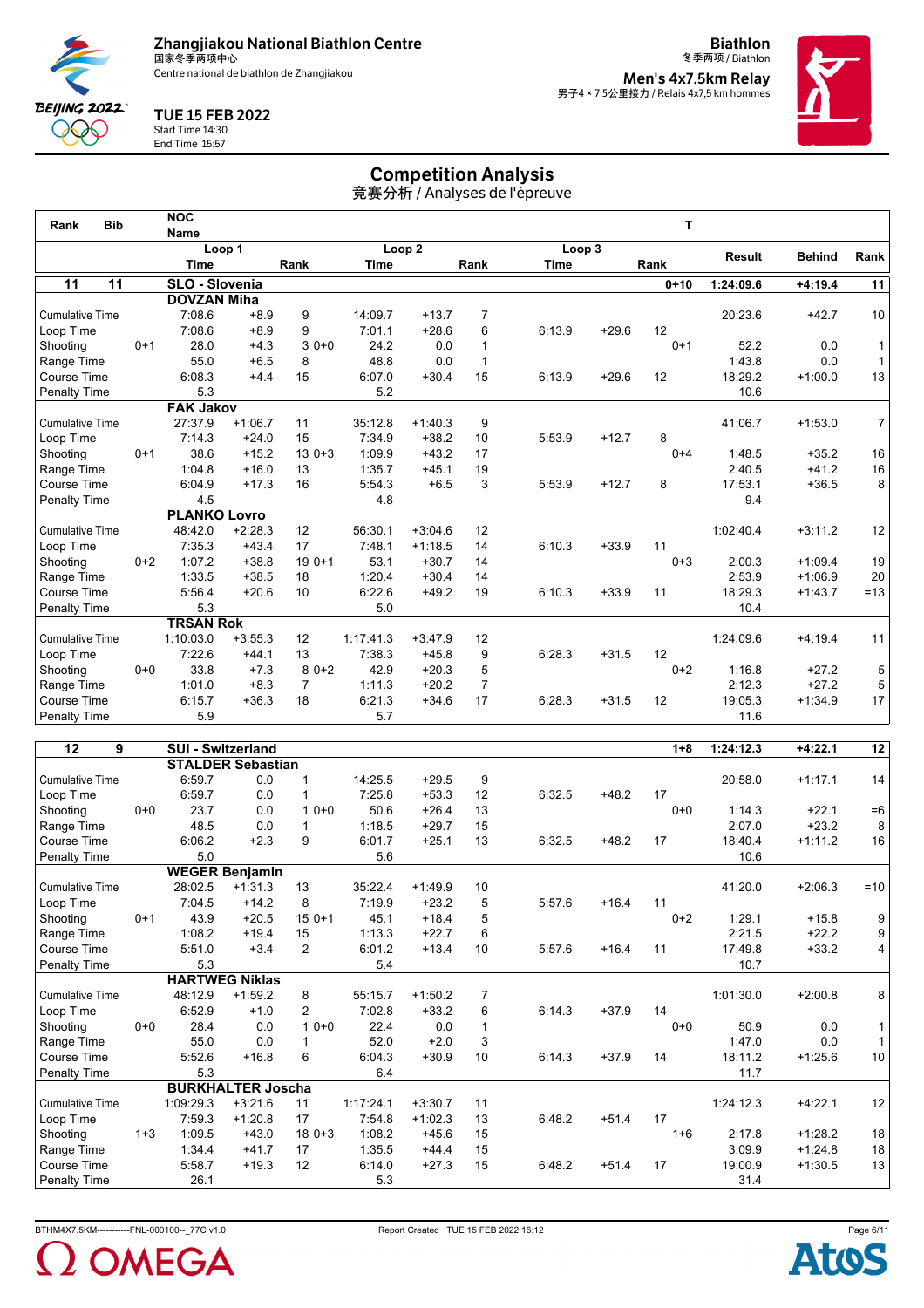# Competition Analysis

竞赛分析 / Analyses de l'épreuve

Zhangjiakou National Biathlon Centre
国家冬季两项中心
Centre national de biathlon de Zhangjiakou

TUE 15 FEB 2022
Start Time 14:30
End Time 15:57

Biathlon
冬季两项 / Biathlon
Men's 4x7.5km Relay
男子4 × 7.5公里接力 / Relais 4x7,5 km hommes

| Rank | Bib | | NOC Name | | | | | | | | T | | | |
|---|---|---|---|---|---|---|---|---|---|---|---|---|---|---|
| | | | Loop 1 Time | | Rank | Loop 2 Time | | Rank | Loop 3 Time | | Rank | Result | Behind | Rank |
| **11** | **11** | | **SLO - Slovenia** | | | | | | | | **0+10** | **1:24:09.6** | **+4:19.4** | **11** |
| | | | **DOVZAN Miha** | | | | | | | | | | | |
| Cumulative Time | | | 7:08.6 | +8.9 | 9 | 14:09.7 | +13.7 | 7 | | | | 20:23.6 | +42.7 | 10 |
| Loop Time | | | 7:08.6 | +8.9 | 9 | 7:01.1 | +28.6 | 6 | 6:13.9 | +29.6 | 12 | | | |
| Shooting | | 0+1 | 28.0 | +4.3 | 3 0+0 | 24.2 | 0.0 | 1 | | | 0+1 | 52.2 | 0.0 | 1 |
| Range Time | | | 55.0 | +6.5 | 8 | 48.8 | 0.0 | 1 | | | | 1:43.8 | 0.0 | 1 |
| Course Time | | | 6:08.3 | +4.4 | 15 | 6:07.0 | +30.4 | 15 | 6:13.9 | +29.6 | 12 | 18:29.2 | +1:00.0 | 13 |
| Penalty Time | | | 5.3 | | | 5.2 | | | | | | 10.6 | | |
| | | | **FAK Jakov** | | | | | | | | | | | |
| Cumulative Time | | | 27:37.9 | +1:06.7 | 11 | 35:12.8 | +1:40.3 | 9 | | | | 41:06.7 | +1:53.0 | 7 |
| Loop Time | | | 7:14.3 | +24.0 | 15 | 7:34.9 | +38.2 | 10 | 5:53.9 | +12.7 | 8 | | | |
| Shooting | | 0+1 | 38.6 | +15.2 | 13 0+3 | 1:09.9 | +43.2 | 17 | | | 0+4 | 1:48.5 | +35.2 | 16 |
| Range Time | | | 1:04.8 | +16.0 | 13 | 1:35.7 | +45.1 | 19 | | | | 2:40.5 | +41.2 | 16 |
| Course Time | | | 6:04.9 | +17.3 | 16 | 5:54.3 | +6.5 | 3 | 5:53.9 | +12.7 | 8 | 17:53.1 | +36.5 | 8 |
| Penalty Time | | | 4.5 | | | 4.8 | | | | | | 9.4 | | |
| | | | **PLANKO Lovro** | | | | | | | | | | | |
| Cumulative Time | | | 48:42.0 | +2:28.3 | 12 | 56:30.1 | +3:04.6 | 12 | | | | 1:02:40.4 | +3:11.2 | 12 |
| Loop Time | | | 7:35.3 | +43.4 | 17 | 7:48.1 | +1:18.5 | 14 | 6:10.3 | +33.9 | 11 | | | |
| Shooting | | 0+2 | 1:07.2 | +38.8 | 19 0+1 | 53.1 | +30.7 | 14 | | | 0+3 | 2:00.3 | +1:09.4 | 19 |
| Range Time | | | 1:33.5 | +38.5 | 18 | 1:20.4 | +30.4 | 14 | | | | 2:53.9 | +1:06.9 | 20 |
| Course Time | | | 5:56.4 | +20.6 | 10 | 6:22.6 | +49.2 | 19 | 6:10.3 | +33.9 | 11 | 18:29.3 | +1:43.7 | =13 |
| Penalty Time | | | 5.3 | | | 5.0 | | | | | | 10.4 | | |
| | | | **TRSAN Rok** | | | | | | | | | | | |
| Cumulative Time | | | 1:10:03.0 | +3:55.3 | 12 | 1:17:41.3 | +3:47.9 | 12 | | | | 1:24:09.6 | +4:19.4 | 11 |
| Loop Time | | | 7:22.6 | +44.1 | 13 | 7:38.3 | +45.8 | 9 | 6:28.3 | +31.5 | 12 | | | |
| Shooting | | 0+0 | 33.8 | +7.3 | 8 0+2 | 42.9 | +20.3 | 5 | | | 0+2 | 1:16.8 | +27.2 | 5 |
| Range Time | | | 1:01.0 | +8.3 | 7 | 1:11.3 | +20.2 | 7 | | | | 2:12.3 | +27.2 | 5 |
| Course Time | | | 6:15.7 | +36.3 | 18 | 6:21.3 | +34.6 | 17 | 6:28.3 | +31.5 | 12 | 19:05.3 | +1:34.9 | 17 |
| Penalty Time | | | 5.9 | | | 5.7 | | | | | | 11.6 | | |
| **12** | **9** | | **SUI - Switzerland** | | | | | | | | **1+8** | **1:24:12.3** | **+4:22.1** | **12** |
| | | | **STALDER Sebastian** | | | | | | | | | | | |
| Cumulative Time | | | 6:59.7 | 0.0 | 1 | 14:25.5 | +29.5 | 9 | | | | 20:58.0 | +1:17.1 | 14 |
| Loop Time | | | 6:59.7 | 0.0 | 1 | 7:25.8 | +53.3 | 12 | 6:32.5 | +48.2 | 17 | | | |
| Shooting | | 0+0 | 23.7 | 0.0 | 1 0+0 | 50.6 | +26.4 | 13 | | | 0+0 | 1:14.3 | +22.1 | =6 |
| Range Time | | | 48.5 | 0.0 | 1 | 1:18.5 | +29.7 | 15 | | | | 2:07.0 | +23.2 | 8 |
| Course Time | | | 6:06.2 | +2.3 | 9 | 6:01.7 | +25.1 | 13 | 6:32.5 | +48.2 | 17 | 18:40.4 | +1:11.2 | 16 |
| Penalty Time | | | 5.0 | | | 5.6 | | | | | | 10.6 | | |
| | | | **WEGER Benjamin** | | | | | | | | | | | |
| Cumulative Time | | | 28:02.5 | +1:31.3 | 13 | 35:22.4 | +1:49.9 | 10 | | | | 41:20.0 | +2:06.3 | =10 |
| Loop Time | | | 7:04.5 | +14.2 | 8 | 7:19.9 | +23.2 | 5 | 5:57.6 | +16.4 | 11 | | | |
| Shooting | | 0+1 | 43.9 | +20.5 | 15 0+1 | 45.1 | +18.4 | 5 | | | 0+2 | 1:29.1 | +15.8 | 9 |
| Range Time | | | 1:08.2 | +19.4 | 15 | 1:13.3 | +22.7 | 6 | | | | 2:21.5 | +22.2 | 9 |
| Course Time | | | 5:51.0 | +3.4 | 2 | 6:01.2 | +13.4 | 10 | 5:57.6 | +16.4 | 11 | 17:49.8 | +33.2 | 4 |
| Penalty Time | | | 5.3 | | | 5.4 | | | | | | 10.7 | | |
| | | | **HARTWEG Niklas** | | | | | | | | | | | |
| Cumulative Time | | | 48:12.9 | +1:59.2 | 8 | 55:15.7 | +1:50.2 | 7 | | | | 1:01:30.0 | +2:00.8 | 8 |
| Loop Time | | | 6:52.9 | +1.0 | 2 | 7:02.8 | +33.2 | 6 | 6:14.3 | +37.9 | 14 | | | |
| Shooting | | 0+0 | 28.4 | 0.0 | 1 0+0 | 22.4 | 0.0 | 1 | | | 0+0 | 50.9 | 0.0 | 1 |
| Range Time | | | 55.0 | 0.0 | 1 | 52.0 | +2.0 | 3 | | | | 1:47.0 | 0.0 | 1 |
| Course Time | | | 5:52.6 | +16.8 | 6 | 6:04.3 | +30.9 | 10 | 6:14.3 | +37.9 | 14 | 18:11.2 | +1:25.6 | 10 |
| Penalty Time | | | 5.3 | | | 6.4 | | | | | | 11.7 | | |
| | | | **BURKHALTER Joscha** | | | | | | | | | | | |
| Cumulative Time | | | 1:09:29.3 | +3:21.6 | 11 | 1:17:24.1 | +3:30.7 | 11 | | | | 1:24:12.3 | +4:22.1 | 12 |
| Loop Time | | | 7:59.3 | +1:20.8 | 17 | 7:54.8 | +1:02.3 | 13 | 6:48.2 | +51.4 | 17 | | | |
| Shooting | | 1+3 | 1:09.5 | +43.0 | 18 0+3 | 1:08.2 | +45.6 | 15 | | | 1+6 | 2:17.8 | +1:28.2 | 18 |
| Range Time | | | 1:34.4 | +41.7 | 17 | 1:35.5 | +44.4 | 15 | | | | 3:09.9 | +1:24.8 | 18 |
| Course Time | | | 5:58.7 | +19.3 | 12 | 6:14.0 | +27.3 | 15 | 6:48.2 | +51.4 | 17 | 19:00.9 | +1:30.5 | 13 |
| Penalty Time | | | 26.1 | | | 5.3 | | | | | | 31.4 | | |

BTHM4X7.5KM-----------FNL-000100--_77C v1.0 Report Created TUE 15 FEB 2022 16:12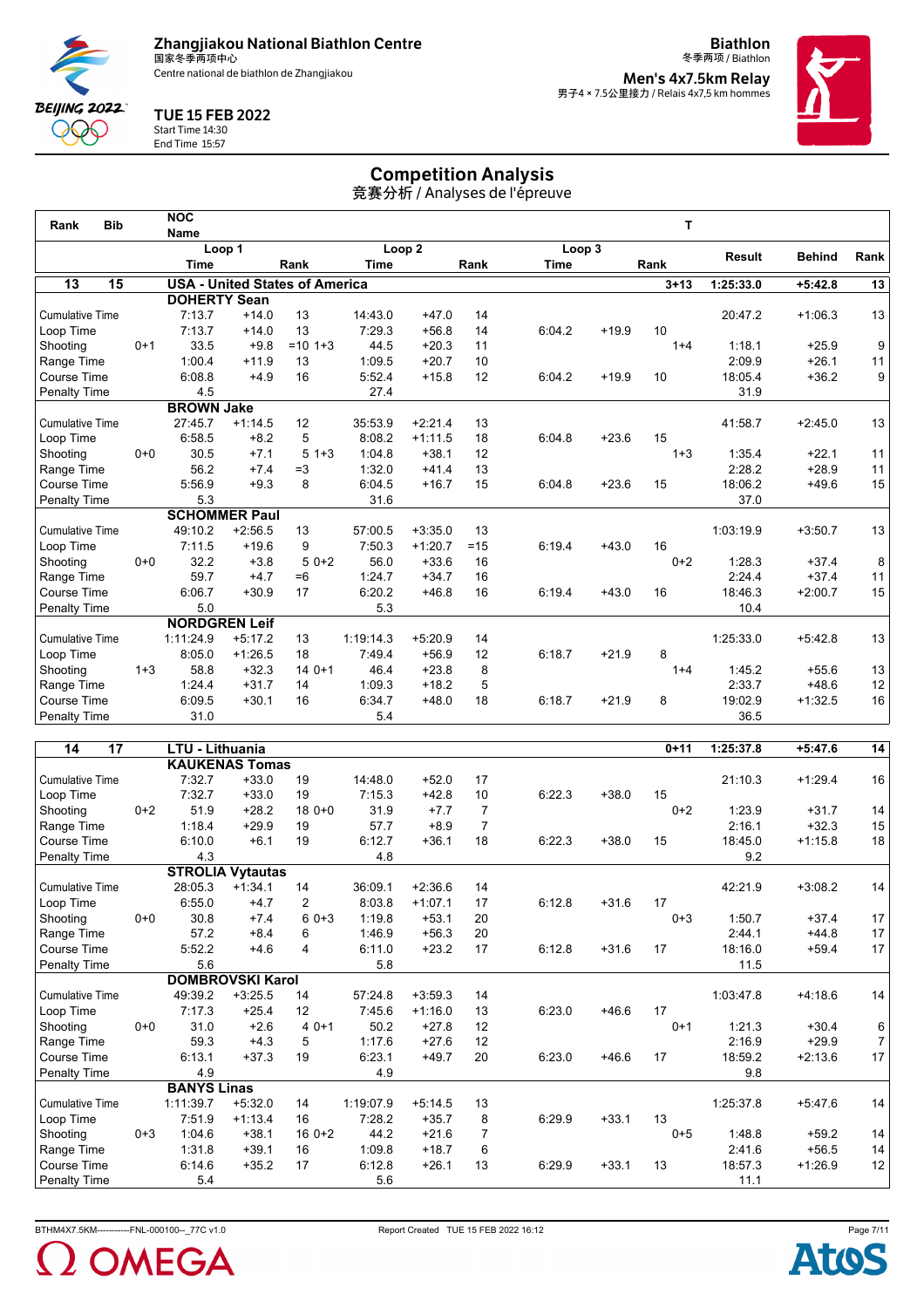Zhangjiakou National Biathlon Centre
国家冬季两项中心
Centre national de biathlon de Zhangjiakou

Biathlon
冬季两项 / Biathlon

**Men's 4x7.5km Relay**
男子4 × 7.5公里接力 / Relais 4x7,5 km hommes

TUE 15 FEB 2022
Start Time 14:30
End Time 15:57

# Competition Analysis
竞赛分析 / Analyses de l'épreuve

| Rank | Bib | | NOC Name | | | | | | | | | T | | | |
|---|---|---|---|---|---|---|---|---|---|---|---|---|---|---|---|
| | | | Loop 1 | | | Loop 2 | | | Loop 3 | | | | Result | Behind | Rank |
| | | | Time | | Rank | Time | | Rank | Time | | Rank | | | | |
| **13** | **15** | | **USA - United States of America** | | | | | | | | | **3+13** | **1:25:33.0** | **+5:42.8** | **13** |
| | | | **DOHERTY Sean** | | | | | | | | | | | | |
| Cumulative Time | | | 7:13.7 | +14.0 | 13 | 14:43.0 | +47.0 | 14 | | | | | 20:47.2 | +1:06.3 | 13 |
| Loop Time | | | 7:13.7 | +14.0 | 13 | 7:29.3 | +56.8 | 14 | 6:04.2 | +19.9 | 10 | | | | |
| Shooting | | 0+1 | 33.5 | +9.8 | =10 | 1+3 44.5 | +20.3 | 11 | | | | 1+4 | 1:18.1 | +25.9 | 9 |
| Range Time | | | 1:00.4 | +11.9 | 13 | 1:09.5 | +20.7 | 10 | | | | | 2:09.9 | +26.1 | 11 |
| Course Time | | | 6:08.8 | +4.9 | 16 | 5:52.4 | +15.8 | 12 | 6:04.2 | +19.9 | 10 | | 18:05.4 | +36.2 | 9 |
| Penalty Time | | | 4.5 | | | 27.4 | | | | | | | 31.9 | | |
| | | | **BROWN Jake** | | | | | | | | | | | | |
| Cumulative Time | | | 27:45.7 | +1:14.5 | 12 | 35:53.9 | +2:21.4 | 13 | | | | | 41:58.7 | +2:45.0 | 13 |
| Loop Time | | | 6:58.5 | +8.2 | 5 | 8:08.2 | +1:11.5 | 18 | 6:04.8 | +23.6 | 15 | | | | |
| Shooting | | 0+0 | 30.5 | +7.1 | 5 | 1+3 1:04.8 | +38.1 | 12 | | | | 1+3 | 1:35.4 | +22.1 | 11 |
| Range Time | | | 56.2 | +7.4 | =3 | 1:32.0 | +41.4 | 13 | | | | | 2:28.2 | +28.9 | 11 |
| Course Time | | | 5:56.9 | +9.3 | 8 | 6:04.5 | +16.7 | 15 | 6:04.8 | +23.6 | 15 | | 18:06.2 | +49.6 | 15 |
| Penalty Time | | | 5.3 | | | 31.6 | | | | | | | 37.0 | | |
| | | | **SCHOMMER Paul** | | | | | | | | | | | | |
| Cumulative Time | | | 49:10.2 | +2:56.5 | 13 | 57:00.5 | +3:35.0 | 13 | | | | | 1:03:19.9 | +3:50.7 | 13 |
| Loop Time | | | 7:11.5 | +19.6 | 9 | 7:50.3 | +1:20.7 | =15 | 6:19.4 | +43.0 | 16 | | | | |
| Shooting | | 0+0 | 32.2 | +3.8 | 5 | 0+2 56.0 | +33.6 | 16 | | | | 0+2 | 1:28.3 | +37.4 | 8 |
| Range Time | | | 59.7 | +4.7 | =6 | 1:24.7 | +34.7 | 16 | | | | | 2:24.4 | +37.4 | 11 |
| Course Time | | | 6:06.7 | +30.9 | 17 | 6:20.2 | +46.8 | 16 | 6:19.4 | +43.0 | 16 | | 18:46.3 | +2:00.7 | 15 |
| Penalty Time | | | 5.0 | | | 5.3 | | | | | | | 10.4 | | |
| | | | **NORDGREN Leif** | | | | | | | | | | | | |
| Cumulative Time | | | 1:11:24.9 | +5:17.2 | 13 | 1:19:14.3 | +5:20.9 | 14 | | | | | 1:25:33.0 | +5:42.8 | 13 |
| Loop Time | | | 8:05.0 | +1:26.5 | 18 | 7:49.4 | +56.9 | 12 | 6:18.7 | +21.9 | 8 | | | | |
| Shooting | | 1+3 | 58.8 | +32.3 | 14 | 0+1 46.4 | +23.8 | 8 | | | | 1+4 | 1:45.2 | +55.6 | 13 |
| Range Time | | | 1:24.4 | +31.7 | 14 | 1:09.3 | +18.2 | 5 | | | | | 2:33.7 | +48.6 | 12 |
| Course Time | | | 6:09.5 | +30.1 | 16 | 6:34.7 | +48.0 | 18 | 6:18.7 | +21.9 | 8 | | 19:02.9 | +1:32.5 | 16 |
| Penalty Time | | | 31.0 | | | 5.4 | | | | | | | 36.5 | | |
| **14** | **17** | | **LTU - Lithuania** | | | | | | | | | **0+11** | **1:25:37.8** | **+5:47.6** | **14** |
| | | | **KAUKENAS Tomas** | | | | | | | | | | | | |
| Cumulative Time | | | 7:32.7 | +33.0 | 19 | 14:48.0 | +52.0 | 17 | | | | | 21:10.3 | +1:29.4 | 16 |
| Loop Time | | | 7:32.7 | +33.0 | 19 | 7:15.3 | +42.8 | 10 | 6:22.3 | +38.0 | 15 | | | | |
| Shooting | | 0+2 | 51.9 | +28.2 | 18 | 0+0 31.9 | +7.7 | 7 | | | | 0+2 | 1:23.9 | +31.7 | 14 |
| Range Time | | | 1:18.4 | +29.9 | 19 | 57.7 | +8.9 | 7 | | | | | 2:16.1 | +32.3 | 15 |
| Course Time | | | 6:10.0 | +6.1 | 19 | 6:12.7 | +36.1 | 18 | 6:22.3 | +38.0 | 15 | | 18:45.0 | +1:15.8 | 18 |
| Penalty Time | | | 4.3 | | | 4.8 | | | | | | | 9.2 | | |
| | | | **STROLIA Vytautas** | | | | | | | | | | | | |
| Cumulative Time | | | 28:05.3 | +1:34.1 | 14 | 36:09.1 | +2:36.6 | 14 | | | | | 42:21.9 | +3:08.2 | 14 |
| Loop Time | | | 6:55.0 | +4.7 | 2 | 8:03.8 | +1:07.1 | 17 | 6:12.8 | +31.6 | 17 | | | | |
| Shooting | | 0+0 | 30.8 | +7.4 | 6 | 0+3 1:19.8 | +53.1 | 20 | | | | 0+3 | 1:50.7 | +37.4 | 17 |
| Range Time | | | 57.2 | +8.4 | 6 | 1:46.9 | +56.3 | 20 | | | | | 2:44.1 | +44.8 | 17 |
| Course Time | | | 5:52.2 | +4.6 | 4 | 6:11.0 | +23.2 | 17 | 6:12.8 | +31.6 | 17 | | 18:16.0 | +59.4 | 17 |
| Penalty Time | | | 5.6 | | | 5.8 | | | | | | | 11.5 | | |
| | | | **DOMBROVSKI Karol** | | | | | | | | | | | | |
| Cumulative Time | | | 49:39.2 | +3:25.5 | 14 | 57:24.8 | +3:59.3 | 14 | | | | | 1:03:47.8 | +4:18.6 | 14 |
| Loop Time | | | 7:17.3 | +25.4 | 12 | 7:45.6 | +1:16.0 | 13 | 6:23.0 | +46.6 | 17 | | | | |
| Shooting | | 0+0 | 31.0 | +2.6 | 4 | 0+1 50.2 | +27.8 | 12 | | | | 0+1 | 1:21.3 | +30.4 | 6 |
| Range Time | | | 59.3 | +4.3 | 5 | 1:17.6 | +27.6 | 12 | | | | | 2:16.9 | +29.9 | 7 |
| Course Time | | | 6:13.1 | +37.3 | 19 | 6:23.1 | +49.7 | 20 | 6:23.0 | +46.6 | 17 | | 18:59.2 | +2:13.6 | 17 |
| Penalty Time | | | 4.9 | | | 4.9 | | | | | | | 9.8 | | |
| | | | **BANYS Linas** | | | | | | | | | | | | |
| Cumulative Time | | | 1:11:39.7 | +5:32.0 | 14 | 1:19:07.9 | +5:14.5 | 13 | | | | | 1:25:37.8 | +5:47.6 | 14 |
| Loop Time | | | 7:51.9 | +1:13.4 | 16 | 7:28.2 | +35.7 | 8 | 6:29.9 | +33.1 | 13 | | | | |
| Shooting | | 0+3 | 1:04.6 | +38.1 | 16 | 0+2 44.2 | +21.6 | 7 | | | | 0+5 | 1:48.8 | +59.2 | 14 |
| Range Time | | | 1:31.8 | +39.1 | 16 | 1:09.8 | +18.7 | 6 | | | | | 2:41.6 | +56.5 | 14 |
| Course Time | | | 6:14.6 | +35.2 | 17 | 6:12.8 | +26.1 | 13 | 6:29.9 | +33.1 | 13 | | 18:57.3 | +1:26.9 | 12 |
| Penalty Time | | | 5.4 | | | 5.6 | | | | | | | 11.1 | | |

BTHM4X7.5KM-----------FNL-000100--_77C v1.0 Report Created TUE 15 FEB 2022 16:12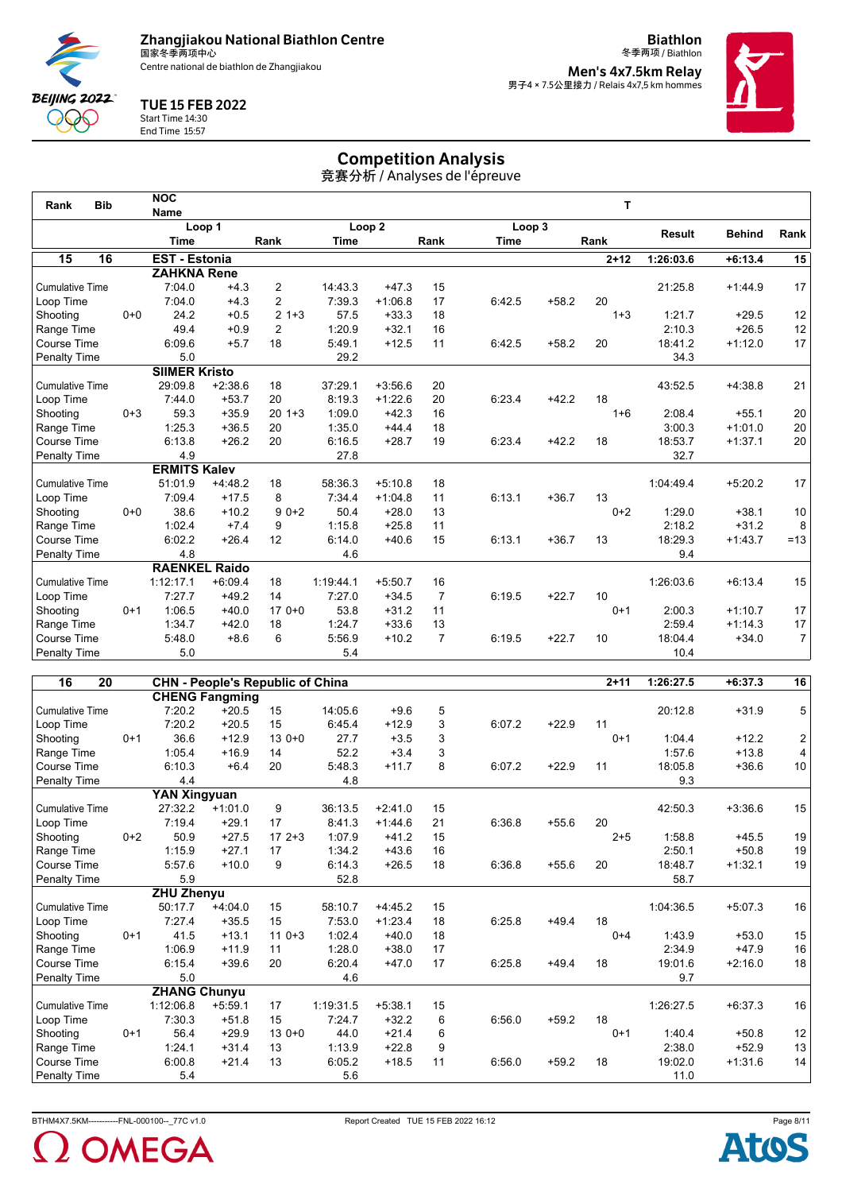# Zhangjiakou National Biathlon Centre

国家冬季两项中心
Centre national de biathlon de Zhangjiakou

**TUE 15 FEB 2022**
Start Time 14:30
End Time 15:57

**Biathlon**
冬季两项 / Biathlon

**Men's 4x7.5km Relay**
男子4 × 7.5公里接力 / Relais 4x7,5 km hommes

## Competition Analysis

竞赛分析 / Analyses de l'épreuve

| Rank | Bib | NOC Name | | | | | | | | | T | Result | Behind | Rank |
|---|---|---|---|---|---|---|---|---|---|---|---|---|---|---|
| | | Loop 1 Time | | Rank | Loop 2 Time | | Rank | Loop 3 Time | | Rank | | | | |
| **15** | **16** | **EST - Estonia** | | | | | | | | | **2+12** | **1:26:03.6** | **+6:13.4** | **15** |
| | | **ZAHKNA Rene** | | | | | | | | | | | | |
| Cumulative Time | | 7:04.0 | +4.3 | 2 | 14:43.3 | +47.3 | 15 | | | | | 21:25.8 | +1:44.9 | 17 |
| Loop Time | | 7:04.0 | +4.3 | 2 | 7:39.3 | +1:06.8 | 17 | 6:42.5 | +58.2 | 20 | | | | |
| Shooting | 0+0 | 24.2 | +0.5 | 2 1+3 | 57.5 | +33.3 | 18 | | | | 1+3 | 1:21.7 | +29.5 | 12 |
| Range Time | | 49.4 | +0.9 | 2 | 1:20.9 | +32.1 | 16 | | | | | 2:10.3 | +26.5 | 12 |
| Course Time | | 6:09.6 | +5.7 | 18 | 5:49.1 | +12.5 | 11 | 6:42.5 | +58.2 | 20 | | 18:41.2 | +1:12.0 | 17 |
| Penalty Time | | 5.0 | | | 29.2 | | | | | | | 34.3 | | |
| | | **SIIMER Kristo** | | | | | | | | | | | | |
| Cumulative Time | | 29:09.8 | +2:38.6 | 18 | 37:29.1 | +3:56.6 | 20 | | | | | 43:52.5 | +4:38.8 | 21 |
| Loop Time | | 7:44.0 | +53.7 | 20 | 8:19.3 | +1:22.6 | 20 | 6:23.4 | +42.2 | 18 | | | | |
| Shooting | 0+3 | 59.3 | +35.9 | 20 1+3 | 1:09.0 | +42.3 | 16 | | | | 1+6 | 2:08.4 | +55.1 | 20 |
| Range Time | | 1:25.3 | +36.5 | 20 | 1:35.0 | +44.4 | 18 | | | | | 3:00.3 | +1:01.0 | 20 |
| Course Time | | 6:13.8 | +26.2 | 20 | 6:16.5 | +28.7 | 19 | 6:23.4 | +42.2 | 18 | | 18:53.7 | +1:37.1 | 20 |
| Penalty Time | | 4.9 | | | 27.8 | | | | | | | 32.7 | | |
| | | **ERMITS Kalev** | | | | | | | | | | | | |
| Cumulative Time | | 51:01.9 | +4:48.2 | 18 | 58:36.3 | +5:10.8 | 18 | | | | | 1:04:49.4 | +5:20.2 | 17 |
| Loop Time | | 7:09.4 | +17.5 | 8 | 7:34.4 | +1:04.8 | 11 | 6:13.1 | +36.7 | 13 | | | | |
| Shooting | 0+0 | 38.6 | +10.2 | 9 0+2 | 50.4 | +28.0 | 13 | | | | 0+2 | 1:29.0 | +38.1 | 10 |
| Range Time | | 1:02.4 | +7.4 | 9 | 1:15.8 | +25.8 | 11 | | | | | 2:18.2 | +31.2 | 8 |
| Course Time | | 6:02.2 | +26.4 | 12 | 6:14.0 | +40.6 | 15 | 6:13.1 | +36.7 | 13 | | 18:29.3 | +1:43.7 | =13 |
| Penalty Time | | 4.8 | | | 4.6 | | | | | | | 9.4 | | |
| | | **RAENKEL Raido** | | | | | | | | | | | | |
| Cumulative Time | | 1:12:17.1 | +6:09.4 | 18 | 1:19:44.1 | +5:50.7 | 16 | | | | | 1:26:03.6 | +6:13.4 | 15 |
| Loop Time | | 7:27.7 | +49.2 | 14 | 7:27.0 | +34.5 | 7 | 6:19.5 | +22.7 | 10 | | | | |
| Shooting | 0+1 | 1:06.5 | +40.0 | 17 0+0 | 53.8 | +31.2 | 11 | | | | 0+1 | 2:00.3 | +1:10.7 | 17 |
| Range Time | | 1:34.7 | +42.0 | 18 | 1:24.7 | +33.6 | 13 | | | | | 2:59.4 | +1:14.3 | 17 |
| Course Time | | 5:48.0 | +8.6 | 6 | 5:56.9 | +10.2 | 7 | 6:19.5 | +22.7 | 10 | | 18:04.4 | +34.0 | 7 |
| Penalty Time | | 5.0 | | | 5.4 | | | | | | | 10.4 | | |
| **16** | **20** | **CHN - People's Republic of China** | | | | | | | | | **2+11** | **1:26:27.5** | **+6:37.3** | **16** |
| | | **CHENG Fangming** | | | | | | | | | | | | |
| Cumulative Time | | 7:20.2 | +20.5 | 15 | 14:05.6 | +9.6 | 5 | | | | | 20:12.8 | +31.9 | 5 |
| Loop Time | | 7:20.2 | +20.5 | 15 | 6:45.4 | +12.9 | 3 | 6:07.2 | +22.9 | 11 | | | | |
| Shooting | 0+1 | 36.6 | +12.9 | 13 0+0 | 27.7 | +3.5 | 3 | | | | 0+1 | 1:04.4 | +12.2 | 2 |
| Range Time | | 1:05.4 | +16.9 | 14 | 52.2 | +3.4 | 3 | | | | | 1:57.6 | +13.8 | 4 |
| Course Time | | 6:10.3 | +6.4 | 20 | 5:48.3 | +11.7 | 8 | 6:07.2 | +22.9 | 11 | | 18:05.8 | +36.6 | 10 |
| Penalty Time | | 4.4 | | | 4.8 | | | | | | | 9.3 | | |
| | | **YAN Xingyuan** | | | | | | | | | | | | |
| Cumulative Time | | 27:32.2 | +1:01.0 | 9 | 36:13.5 | +2:41.0 | 15 | | | | | 42:50.3 | +3:36.6 | 15 |
| Loop Time | | 7:19.4 | +29.1 | 17 | 8:41.3 | +1:44.6 | 21 | 6:36.8 | +55.6 | 20 | | | | |
| Shooting | 0+2 | 50.9 | +27.5 | 17 2+3 | 1:07.9 | +41.2 | 15 | | | | 2+5 | 1:58.8 | +45.5 | 19 |
| Range Time | | 1:15.9 | +27.1 | 17 | 1:34.2 | +43.6 | 16 | | | | | 2:50.1 | +50.8 | 19 |
| Course Time | | 5:57.6 | +10.0 | 9 | 6:14.3 | +26.5 | 18 | 6:36.8 | +55.6 | 20 | | 18:48.7 | +1:32.1 | 19 |
| Penalty Time | | 5.9 | | | 52.8 | | | | | | | 58.7 | | |
| | | **ZHU Zhenyu** | | | | | | | | | | | | |
| Cumulative Time | | 50:17.7 | +4:04.0 | 15 | 58:10.7 | +4:45.2 | 15 | | | | | 1:04:36.5 | +5:07.3 | 16 |
| Loop Time | | 7:27.4 | +35.5 | 15 | 7:53.0 | +1:23.4 | 18 | 6:25.8 | +49.4 | 18 | | | | |
| Shooting | 0+1 | 41.5 | +13.1 | 11 0+3 | 1:02.4 | +40.0 | 18 | | | | 0+4 | 1:43.9 | +53.0 | 15 |
| Range Time | | 1:06.9 | +11.9 | 11 | 1:28.0 | +38.0 | 17 | | | | | 2:34.9 | +47.9 | 16 |
| Course Time | | 6:15.4 | +39.6 | 20 | 6:20.4 | +47.0 | 17 | 6:25.8 | +49.4 | 18 | | 19:01.6 | +2:16.0 | 18 |
| Penalty Time | | 5.0 | | | 4.6 | | | | | | | 9.7 | | |
| | | **ZHANG Chunyu** | | | | | | | | | | | | |
| Cumulative Time | | 1:12:06.8 | +5:59.1 | 17 | 1:19:31.5 | +5:38.1 | 15 | | | | | 1:26:27.5 | +6:37.3 | 16 |
| Loop Time | | 7:30.3 | +51.8 | 15 | 7:24.7 | +32.2 | 6 | 6:56.0 | +59.2 | 18 | | | | |
| Shooting | 0+1 | 56.4 | +29.9 | 13 0+0 | 44.0 | +21.4 | 6 | | | | 0+1 | 1:40.4 | +50.8 | 12 |
| Range Time | | 1:24.1 | +31.4 | 13 | 1:13.9 | +22.8 | 9 | | | | | 2:38.0 | +52.9 | 13 |
| Course Time | | 6:00.8 | +21.4 | 13 | 6:05.2 | +18.5 | 11 | 6:56.0 | +59.2 | 18 | | 19:02.0 | +1:31.6 | 14 |
| Penalty Time | | 5.4 | | | 5.6 | | | | | | | 11.0 | | |

BTHM4X7.5KM-----------FNL-000100--_77C v1.0 Report Created TUE 15 FEB 2022 16:12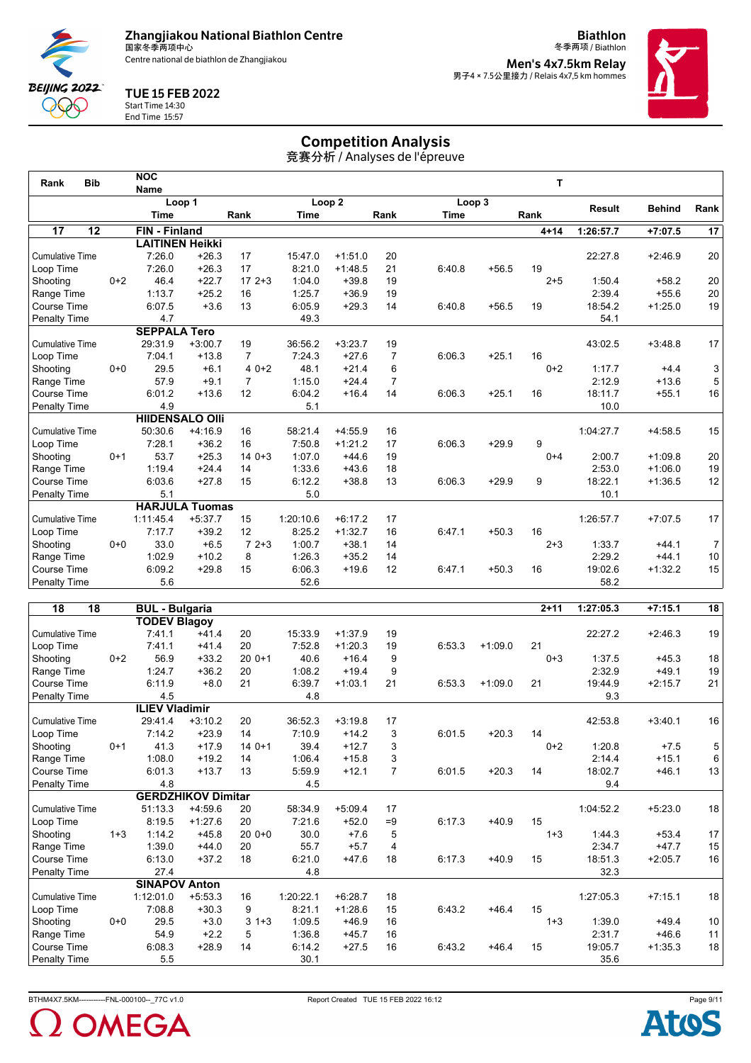# Zhangjiakou National Biathlon Centre

国家冬季两项中心

Centre national de biathlon de Zhangjiakou

**Biathlon**

冬季两项 / Biathlon

**Men's 4x7.5km Relay**

男子4 × 7.5公里接力 / Relais 4x7,5 km hommes

**TUE 15 FEB 2022**

Start Time 14:30

End Time 15:57

## Competition Analysis

竞赛分析 / Analyses de l'épreuve

| Rank | Bib | NOC Name | | | | | | | | | T | | | |
|---|---|---|---|---|---|---|---|---|---|---|---|---|---|---|
| | | Loop 1 | | | Loop 2 | | | Loop 3 | | | | Result | Behind | Rank |
| | | Time | | Rank | Time | | Rank | Time | | Rank | | | | |
| **17** | **12** | **FIN - Finland** | | | | | | | | | **4+14** | **1:26:57.7** | **+7:07.5** | **17** |
| | | **LAITINEN Heikki** | | | | | | | | | | | | |
| Cumulative Time | | 7:26.0 | +26.3 | 17 | 15:47.0 | +1:51.0 | 20 | | | | | 22:27.8 | +2:46.9 | 20 |
| Loop Time | | 7:26.0 | +26.3 | 17 | 8:21.0 | +1:48.5 | 21 | 6:40.8 | +56.5 | 19 | | | | |
| Shooting | 0+2 | 46.4 | +22.7 | 17 2+3 | 1:04.0 | +39.8 | 19 | | | | 2+5 | 1:50.4 | +58.2 | 20 |
| Range Time | | 1:13.7 | +25.2 | 16 | 1:25.7 | +36.9 | 19 | | | | | 2:39.4 | +55.6 | 20 |
| Course Time | | 6:07.5 | +3.6 | 13 | 6:05.9 | +29.3 | 14 | 6:40.8 | +56.5 | 19 | | 18:54.2 | +1:25.0 | 19 |
| Penalty Time | | 4.7 | | | 49.3 | | | | | | | 54.1 | | |
| | | **SEPPALA Tero** | | | | | | | | | | | | |
| Cumulative Time | | 29:31.9 | +3:00.7 | 19 | 36:56.2 | +3:23.7 | 19 | | | | | 43:02.5 | +3:48.8 | 17 |
| Loop Time | | 7:04.1 | +13.8 | 7 | 7:24.3 | +27.6 | 7 | 6:06.3 | +25.1 | 16 | | | | |
| Shooting | 0+0 | 29.5 | +6.1 | 4 0+2 | 48.1 | +21.4 | 6 | | | | 0+2 | 1:17.7 | +4.4 | 3 |
| Range Time | | 1:09.5 | +9.1 | 7 | 1:15.0 | +24.4 | 7 | | | | | 2:12.9 | +13.6 | 5 |
| Course Time | | 6:01.2 | +13.6 | 12 | 6:04.2 | +16.4 | 14 | 6:06.3 | +25.1 | 16 | | 18:11.7 | +55.1 | 16 |
| Penalty Time | | 4.9 | | | 5.1 | | | | | | | 10.0 | | |
| | | **HIIDENSALO Olli** | | | | | | | | | | | | |
| Cumulative Time | | 50:30.6 | +4:16.9 | 16 | 58:21.4 | +4:55.9 | 16 | | | | | 1:04:27.7 | +4:58.5 | 15 |
| Loop Time | | 7:28.1 | +36.2 | 16 | 7:50.8 | +1:21.2 | 17 | 6:06.3 | +29.9 | 9 | | | | |
| Shooting | 0+1 | 53.7 | +25.3 | 14 0+3 | 1:07.0 | +44.6 | 19 | | | | 0+4 | 2:00.7 | +1:09.8 | 20 |
| Range Time | | 1:19.4 | +24.4 | 14 | 1:33.6 | +43.6 | 18 | | | | | 2:53.0 | +1:06.0 | 19 |
| Course Time | | 6:03.6 | +27.8 | 15 | 6:12.2 | +38.8 | 13 | 6:06.3 | +29.9 | 9 | | 18:22.1 | +1:36.5 | 12 |
| Penalty Time | | 5.1 | | | 5.0 | | | | | | | 10.1 | | |
| | | **HARJULA Tuomas** | | | | | | | | | | | | |
| Cumulative Time | | 1:11:45.4 | +5:37.7 | 15 | 1:20:10.6 | +6:17.2 | 17 | | | | | 1:26:57.7 | +7:07.5 | 17 |
| Loop Time | | 7:17.7 | +39.2 | 12 | 8:25.2 | +1:32.7 | 16 | 6:47.1 | +50.3 | 16 | | | | |
| Shooting | 0+0 | 33.0 | +6.5 | 7 2+3 | 1:00.7 | +38.1 | 14 | | | | 2+3 | 1:33.7 | +44.1 | 7 |
| Range Time | | 1:02.9 | +10.2 | 8 | 1:26.3 | +35.2 | 14 | | | | | 2:29.2 | +44.1 | 10 |
| Course Time | | 6:09.2 | +29.8 | 15 | 6:06.3 | +19.6 | 12 | 6:47.1 | +50.3 | 16 | | 19:02.6 | +1:32.2 | 15 |
| Penalty Time | | 5.6 | | | 52.6 | | | | | | | 58.2 | | |

| Rank | Bib | NOC Name | | | | | | | | | T | | | |
|---|---|---|---|---|---|---|---|---|---|---|---|---|---|---|
| **18** | **18** | **BUL - Bulgaria** | | | | | | | | | **2+11** | **1:27:05.3** | **+7:15.1** | **18** |
| | | **TODEV Blagoy** | | | | | | | | | | | | |
| Cumulative Time | | 7:41.1 | +41.4 | 20 | 15:33.9 | +1:37.9 | 19 | | | | | 22:27.2 | +2:46.3 | 19 |
| Loop Time | | 7:41.1 | +41.4 | 20 | 7:52.8 | +1:20.3 | 19 | 6:53.3 | +1:09.0 | 21 | | | | |
| Shooting | 0+2 | 56.9 | +33.2 | 20 0+1 | 40.6 | +16.4 | 9 | | | | 0+3 | 1:37.5 | +45.3 | 18 |
| Range Time | | 1:24.7 | +36.2 | 20 | 1:08.2 | +19.4 | 9 | | | | | 2:32.9 | +49.1 | 19 |
| Course Time | | 6:11.9 | +8.0 | 21 | 6:39.7 | +1:03.1 | 21 | 6:53.3 | +1:09.0 | 21 | | 19:44.9 | +2:15.7 | 21 |
| Penalty Time | | 4.5 | | | 4.8 | | | | | | | 9.3 | | |
| | | **ILIEV Vladimir** | | | | | | | | | | | | |
| Cumulative Time | | 29:41.4 | +3:10.2 | 20 | 36:52.3 | +3:19.8 | 17 | | | | | 42:53.8 | +3:40.1 | 16 |
| Loop Time | | 7:14.2 | +23.9 | 14 | 7:10.9 | +14.2 | 3 | 6:01.5 | +20.3 | 14 | | | | |
| Shooting | 0+1 | 41.3 | +17.9 | 14 0+1 | 39.4 | +12.7 | 3 | | | | 0+2 | 1:20.8 | +7.5 | 5 |
| Range Time | | 1:08.0 | +19.2 | 14 | 1:06.4 | +15.8 | 3 | | | | | 2:14.4 | +15.1 | 6 |
| Course Time | | 6:01.3 | +13.7 | 13 | 5:59.9 | +12.1 | 7 | 6:01.5 | +20.3 | 14 | | 18:02.7 | +46.1 | 13 |
| Penalty Time | | 4.8 | | | 4.5 | | | | | | | 9.4 | | |
| | | **GERDZHIKOV Dimitar** | | | | | | | | | | | | |
| Cumulative Time | | 51:13.3 | +4:59.6 | 20 | 58:34.9 | +5:09.4 | 17 | | | | | 1:04:52.2 | +5:23.0 | 18 |
| Loop Time | | 8:19.5 | +1:27.6 | 20 | 7:21.6 | +52.0 | =9 | 6:17.3 | +40.9 | 15 | | | | |
| Shooting | 1+3 | 1:14.2 | +45.8 | 20 0+0 | 30.0 | +7.6 | 5 | | | | 1+3 | 1:44.3 | +53.4 | 17 |
| Range Time | | 1:39.0 | +44.0 | 20 | 55.7 | +5.7 | 4 | | | | | 2:34.7 | +47.7 | 15 |
| Course Time | | 6:13.0 | +37.2 | 18 | 6:21.0 | +47.6 | 18 | 6:17.3 | +40.9 | 15 | | 18:51.3 | +2:05.7 | 16 |
| Penalty Time | | 27.4 | | | 4.8 | | | | | | | 32.3 | | |
| | | **SINAPOV Anton** | | | | | | | | | | | | |
| Cumulative Time | | 1:12:01.0 | +5:53.3 | 16 | 1:20:22.1 | +6:28.7 | 18 | | | | | 1:27:05.3 | +7:15.1 | 18 |
| Loop Time | | 7:08.8 | +30.3 | 9 | 8:21.1 | +1:28.6 | 15 | 6:43.2 | +46.4 | 15 | | | | |
| Shooting | 0+0 | 29.5 | +3.0 | 3 1+3 | 1:09.5 | +46.9 | 16 | | | | 1+3 | 1:39.0 | +49.4 | 10 |
| Range Time | | 54.9 | +2.2 | 5 | 1:36.8 | +45.7 | 16 | | | | | 2:31.7 | +46.6 | 11 |
| Course Time | | 6:08.3 | +28.9 | 14 | 6:14.2 | +27.5 | 16 | 6:43.2 | +46.4 | 15 | | 19:05.7 | +1:35.3 | 18 |
| Penalty Time | | 5.5 | | | 30.1 | | | | | | | 35.6 | | |

BTHM4X7.5KM-----------FNL-000100--_77C v1.0 Report Created TUE 15 FEB 2022 16:12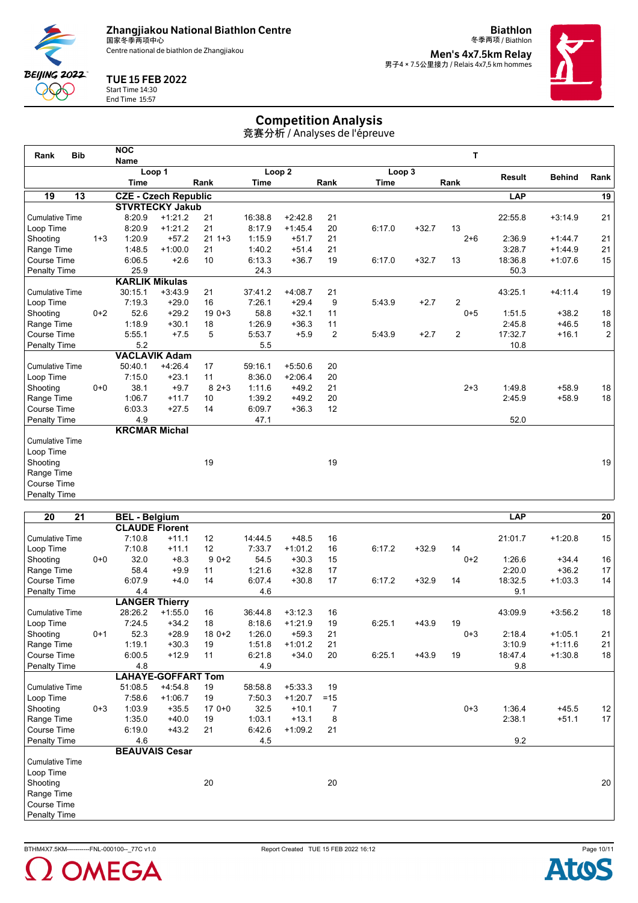# Zhangjiakou National Biathlon Centre

国家冬季两项中心

Centre national de biathlon de Zhangjiakou

**TUE 15 FEB 2022**

Start Time 14:30

End Time 15:57

**Biathlon**

冬季两项 / Biathlon

**Men's 4x7.5km Relay**

男子4 × 7.5公里接力 / Relais 4x7,5 km hommes

## Competition Analysis

竞赛分析 / Analyses de l'épreuve

| Rank | Bib | NOC Name | | | | | | | | | T | | | |
|---|---|---|---|---|---|---|---|---|---|---|---|---|---|---|
| | | Loop 1 | | | Loop 2 | | | Loop 3 | | | | Result | Behind | Rank |
| | | Time | | Rank | Time | | Rank | Time | | Rank | | | | |
| **19** | **13** | **CZE - Czech Republic** | | | | | | | | | | **LAP** | | **19** |
| | | **STVRTECKY Jakub** | | | | | | | | | | | | |
| Cumulative Time | | 8:20.9 | +1:21.2 | 21 | 16:38.8 | +2:42.8 | 21 | | | | | 22:55.8 | +3:14.9 | 21 |
| Loop Time | | 8:20.9 | +1:21.2 | 21 | 8:17.9 | +1:45.4 | 20 | 6:17.0 | +32.7 | 13 | | | | |
| Shooting | 1+3 | 1:20.9 | +57.2 | 21 1+3 | 1:15.9 | +51.7 | 21 | | | | 2+6 | 2:36.9 | +1:44.7 | 21 |
| Range Time | | 1:48.5 | +1:00.0 | 21 | 1:40.2 | +51.4 | 21 | | | | | 3:28.7 | +1:44.9 | 21 |
| Course Time | | 6:06.5 | +2.6 | 10 | 6:13.3 | +36.7 | 19 | 6:17.0 | +32.7 | 13 | | 18:36.8 | +1:07.6 | 15 |
| Penalty Time | | 25.9 | | | 24.3 | | | | | | | 50.3 | | |
| | | **KARLIK Mikulas** | | | | | | | | | | | | |
| Cumulative Time | | 30:15.1 | +3:43.9 | 21 | 37:41.2 | +4:08.7 | 21 | | | | | 43:25.1 | +4:11.4 | 19 |
| Loop Time | | 7:19.3 | +29.0 | 16 | 7:26.1 | +29.4 | 9 | 5:43.9 | +2.7 | 2 | | | | |
| Shooting | 0+2 | 52.6 | +29.2 | 19 0+3 | 58.8 | +32.1 | 11 | | | | 0+5 | 1:51.5 | +38.2 | 18 |
| Range Time | | 1:18.9 | +30.1 | 18 | 1:26.9 | +36.3 | 11 | | | | | 2:45.8 | +46.5 | 18 |
| Course Time | | 5:55.1 | +7.5 | 5 | 5:53.7 | +5.9 | 2 | 5:43.9 | +2.7 | 2 | | 17:32.7 | +16.1 | 2 |
| Penalty Time | | 5.2 | | | 5.5 | | | | | | | 10.8 | | |
| | | **VACLAVIK Adam** | | | | | | | | | | | | |
| Cumulative Time | | 50:40.1 | +4:26.4 | 17 | 59:16.1 | +5:50.6 | 20 | | | | | | | |
| Loop Time | | 7:15.0 | +23.1 | 11 | 8:36.0 | +2:06.4 | 20 | | | | | | | |
| Shooting | 0+0 | 38.1 | +9.7 | 8 2+3 | 1:11.6 | +49.2 | 21 | | | | 2+3 | 1:49.8 | +58.9 | 18 |
| Range Time | | 1:06.7 | +11.7 | 10 | 1:39.2 | +49.2 | 20 | | | | | 2:45.9 | +58.9 | 18 |
| Course Time | | 6:03.3 | +27.5 | 14 | 6:09.7 | +36.3 | 12 | | | | | | | |
| Penalty Time | | 4.9 | | | 47.1 | | | | | | | 52.0 | | |
| | | **KRCMAR Michal** | | | | | | | | | | | | |
| Cumulative Time | | | | | | | | | | | | | | |
| Loop Time | | | | | | | | | | | | | | |
| Shooting | | | | 19 | | | 19 | | | | | | | 19 |
| Range Time | | | | | | | | | | | | | | |
| Course Time | | | | | | | | | | | | | | |
| Penalty Time | | | | | | | | | | | | | | |
| **20** | **21** | **BEL - Belgium** | | | | | | | | | | **LAP** | | **20** |
| | | **CLAUDE Florent** | | | | | | | | | | | | |
| Cumulative Time | | 7:10.8 | +11.1 | 12 | 14:44.5 | +48.5 | 16 | | | | | 21:01.7 | +1:20.8 | 15 |
| Loop Time | | 7:10.8 | +11.1 | 12 | 7:33.7 | +1:01.2 | 16 | 6:17.2 | +32.9 | 14 | | | | |
| Shooting | 0+0 | 32.0 | +8.3 | 9 0+2 | 54.5 | +30.3 | 15 | | | | 0+2 | 1:26.6 | +34.4 | 16 |
| Range Time | | 58.4 | +9.9 | 11 | 1:21.6 | +32.8 | 17 | | | | | 2:20.0 | +36.2 | 17 |
| Course Time | | 6:07.9 | +4.0 | 14 | 6:07.4 | +30.8 | 17 | 6:17.2 | +32.9 | 14 | | 18:32.5 | +1:03.3 | 14 |
| Penalty Time | | 4.4 | | | 4.6 | | | | | | | 9.1 | | |
| | | **LANGER Thierry** | | | | | | | | | | | | |
| Cumulative Time | | 28:26.2 | +1:55.0 | 16 | 36:44.8 | +3:12.3 | 16 | | | | | 43:09.9 | +3:56.2 | 18 |
| Loop Time | | 7:24.5 | +34.2 | 18 | 8:18.6 | +1:21.9 | 19 | 6:25.1 | +43.9 | 19 | | | | |
| Shooting | 0+1 | 52.3 | +28.9 | 18 0+2 | 1:26.0 | +59.3 | 21 | | | | 0+3 | 2:18.4 | +1:05.1 | 21 |
| Range Time | | 1:19.1 | +30.3 | 19 | 1:51.8 | +1:01.2 | 21 | | | | | 3:10.9 | +1:11.6 | 21 |
| Course Time | | 6:00.5 | +12.9 | 11 | 6:21.8 | +34.0 | 20 | 6:25.1 | +43.9 | 19 | | 18:47.4 | +1:30.8 | 18 |
| Penalty Time | | 4.8 | | | 4.9 | | | | | | | 9.8 | | |
| | | **LAHAYE-GOFFART Tom** | | | | | | | | | | | | |
| Cumulative Time | | 51:08.5 | +4:54.8 | 19 | 58:58.8 | +5:33.3 | 19 | | | | | | | |
| Loop Time | | 7:58.6 | +1:06.7 | 19 | 7:50.3 | +1:20.7 | =15 | | | | | | | |
| Shooting | 0+3 | 1:03.9 | +35.5 | 17 0+0 | 32.5 | +10.1 | 7 | | | | 0+3 | 1:36.4 | +45.5 | 12 |
| Range Time | | 1:35.0 | +40.0 | 19 | 1:03.1 | +13.1 | 8 | | | | | 2:38.1 | +51.1 | 17 |
| Course Time | | 6:19.0 | +43.2 | 21 | 6:42.6 | +1:09.2 | 21 | | | | | | | |
| Penalty Time | | 4.6 | | | 4.5 | | | | | | | 9.2 | | |
| | | **BEAUVAIS Cesar** | | | | | | | | | | | | |
| Cumulative Time | | | | | | | | | | | | | | |
| Loop Time | | | | | | | | | | | | | | |
| Shooting | | | | 20 | | | 20 | | | | | | | 20 |
| Range Time | | | | | | | | | | | | | | |
| Course Time | | | | | | | | | | | | | | |
| Penalty Time | | | | | | | | | | | | | | |

BTHM4X7.5KM-----------FNL-000100--_77C v1.0 Report Created TUE 15 FEB 2022 16:12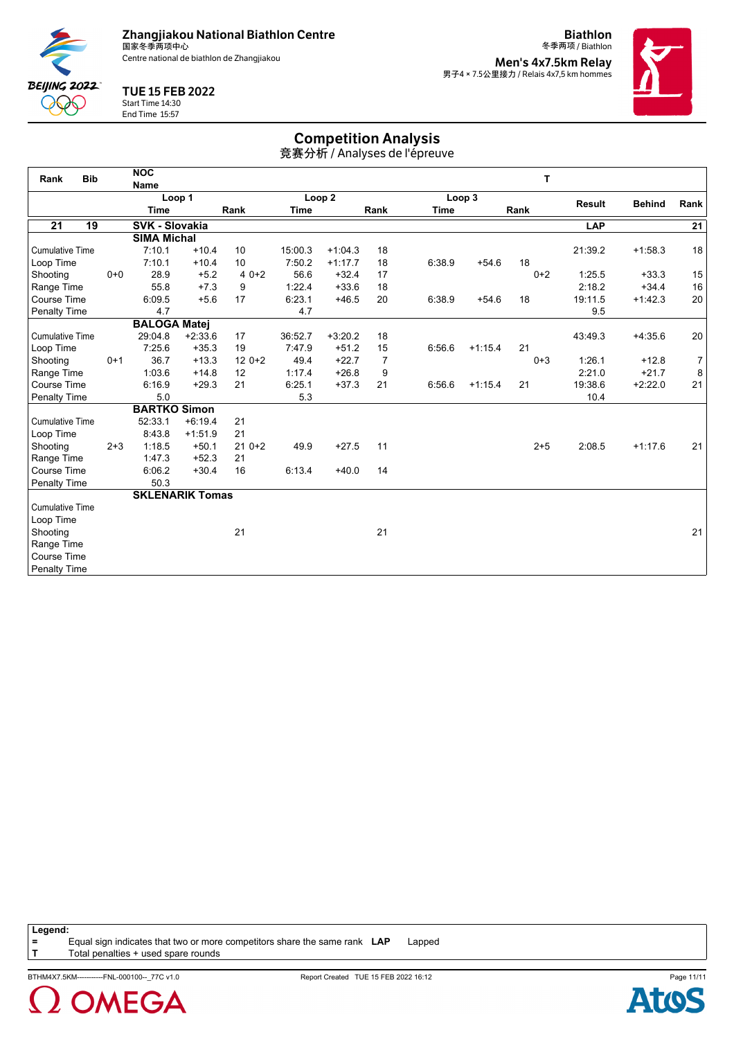Zhangjiakou National Biathlon Centre
国家冬季两项中心
Centre national de biathlon de Zhangjiakou

TUE 15 FEB 2022
Start Time 14:30
End Time 15:57

Biathlon
冬季两项 / Biathlon

Men's 4x7.5km Relay
男子4 × 7.5公里接力 / Relais 4x7,5 km hommes

## Competition Analysis
竞赛分析 / Analyses de l'épreuve

| Rank | Bib | NOC Name | | | | | | | | | | T | | | |
|---|---|---|---|---|---|---|---|---|---|---|---|---|---|---|---|
| | | Loop 1 Time | | Rank | Loop 2 Time | | Rank | Loop 3 Time | | Rank | | | Result | Behind | Rank |
| **21** | **19** | **SVK - Slovakia** | | | | | | | | | | | **LAP** | | **21** |
| | | **SIMA Michal** | | | | | | | | | | | | | |
| Cumulative Time | | 7:10.1 | +10.4 | 10 | 15:00.3 | +1:04.3 | 18 | | | | | | 21:39.2 | +1:58.3 | 18 |
| Loop Time | | 7:10.1 | +10.4 | 10 | 7:50.2 | +1:17.7 | 18 | 6:38.9 | +54.6 | 18 | | | | | |
| Shooting | 0+0 | 28.9 | +5.2 | 4 0+2 | 56.6 | +32.4 | 17 | | | | | 0+2 | 1:25.5 | +33.3 | 15 |
| Range Time | | 55.8 | +7.3 | 9 | 1:22.4 | +33.6 | 18 | | | | | | 2:18.2 | +34.4 | 16 |
| Course Time | | 6:09.5 | +5.6 | 17 | 6:23.1 | +46.5 | 20 | 6:38.9 | +54.6 | 18 | | | 19:11.5 | +1:42.3 | 20 |
| Penalty Time | | 4.7 | | | 4.7 | | | | | | | | 9.5 | | |
| | | **BALOGA Matej** | | | | | | | | | | | | | |
| Cumulative Time | | 29:04.8 | +2:33.6 | 17 | 36:52.7 | +3:20.2 | 18 | | | | | | 43:49.3 | +4:35.6 | 20 |
| Loop Time | | 7:25.6 | +35.3 | 19 | 7:47.9 | +51.2 | 15 | 6:56.6 | +1:15.4 | 21 | | | | | |
| Shooting | 0+1 | 36.7 | +13.3 | 12 0+2 | 49.4 | +22.7 | 7 | | | | | 0+3 | 1:26.1 | +12.8 | 7 |
| Range Time | | 1:03.6 | +14.8 | 12 | 1:17.4 | +26.8 | 9 | | | | | | 2:21.0 | +21.7 | 8 |
| Course Time | | 6:16.9 | +29.3 | 21 | 6:25.1 | +37.3 | 21 | 6:56.6 | +1:15.4 | 21 | | | 19:38.6 | +2:22.0 | 21 |
| Penalty Time | | 5.0 | | | 5.3 | | | | | | | | 10.4 | | |
| | | **BARTKO Simon** | | | | | | | | | | | | | |
| Cumulative Time | | 52:33.1 | +6:19.4 | 21 | | | | | | | | | | | |
| Loop Time | | 8:43.8 | +1:51.9 | 21 | | | | | | | | | | | |
| Shooting | 2+3 | 1:18.5 | +50.1 | 21 0+2 | 49.9 | +27.5 | 11 | | | | | 2+5 | 2:08.5 | +1:17.6 | 21 |
| Range Time | | 1:47.3 | +52.3 | 21 | | | | | | | | | | | |
| Course Time | | 6:06.2 | +30.4 | 16 | 6:13.4 | +40.0 | 14 | | | | | | | | |
| Penalty Time | | 50.3 | | | | | | | | | | | | | |
| | | **SKLENARIK Tomas** | | | | | | | | | | | | | |
| Cumulative Time | | | | | | | | | | | | | | | |
| Loop Time | | | | | | | | | | | | | | | |
| Shooting | | | | 21 | | | 21 | | | | | | | | 21 |
| Range Time | | | | | | | | | | | | | | | |
| Course Time | | | | | | | | | | | | | | | |
| Penalty Time | | | | | | | | | | | | | | | |

**Legend:**
= Equal sign indicates that two or more competitors share the same rank
**LAP** Lapped
T Total penalties + used spare rounds

BTHM4X7.5KM-----------FNL-000100--_77C v1.0 Report Created TUE 15 FEB 2022 16:12